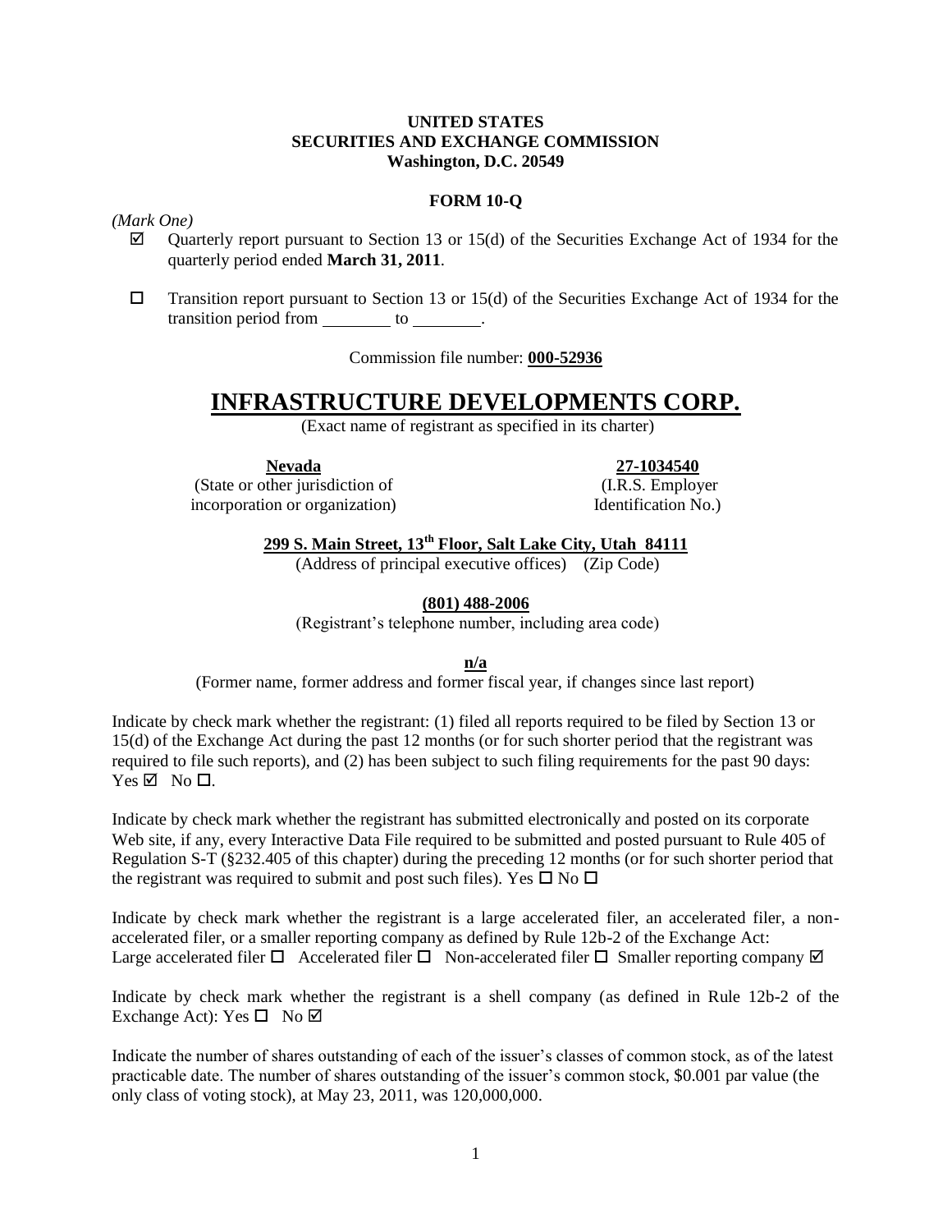**UNITED STATES**
**SECURITIES AND EXCHANGE COMMISSION**
**Washington, D.C. 20549**

**FORM 10-Q**

*(Mark One)*

☑ Quarterly report pursuant to Section 13 or 15(d) of the Securities Exchange Act of 1934 for the quarterly period ended **March 31, 2011**.

☐ Transition report pursuant to Section 13 or 15(d) of the Securities Exchange Act of 1934 for the transition period from ________ to ________.

Commission file number: **000-52936**

# INFRASTRUCTURE DEVELOPMENTS CORP.

(Exact name of registrant as specified in its charter)

| **Nevada** | **27-1034540** |
|---|---|
| (State or other jurisdiction of incorporation or organization) | (I.R.S. Employer Identification No.) |

**299 S. Main Street, 13th Floor, Salt Lake City, Utah 84111**
(Address of principal executive offices) (Zip Code)

**(801) 488-2006**
(Registrant's telephone number, including area code)

**n/a**
(Former name, former address and former fiscal year, if changes since last report)

Indicate by check mark whether the registrant: (1) filed all reports required to be filed by Section 13 or 15(d) of the Exchange Act during the past 12 months (or for such shorter period that the registrant was required to file such reports), and (2) has been subject to such filing requirements for the past 90 days: Yes ☑ No ☐.

Indicate by check mark whether the registrant has submitted electronically and posted on its corporate Web site, if any, every Interactive Data File required to be submitted and posted pursuant to Rule 405 of Regulation S-T (§232.405 of this chapter) during the preceding 12 months (or for such shorter period that the registrant was required to submit and post such files). Yes ☐ No ☐

Indicate by check mark whether the registrant is a large accelerated filer, an accelerated filer, a non-accelerated filer, or a smaller reporting company as defined by Rule 12b-2 of the Exchange Act:
Large accelerated filer ☐ Accelerated filer ☐ Non-accelerated filer ☐ Smaller reporting company ☑

Indicate by check mark whether the registrant is a shell company (as defined in Rule 12b-2 of the Exchange Act): Yes ☐ No ☑

Indicate the number of shares outstanding of each of the issuer's classes of common stock, as of the latest practicable date. The number of shares outstanding of the issuer's common stock, $0.001 par value (the only class of voting stock), at May 23, 2011, was 120,000,000.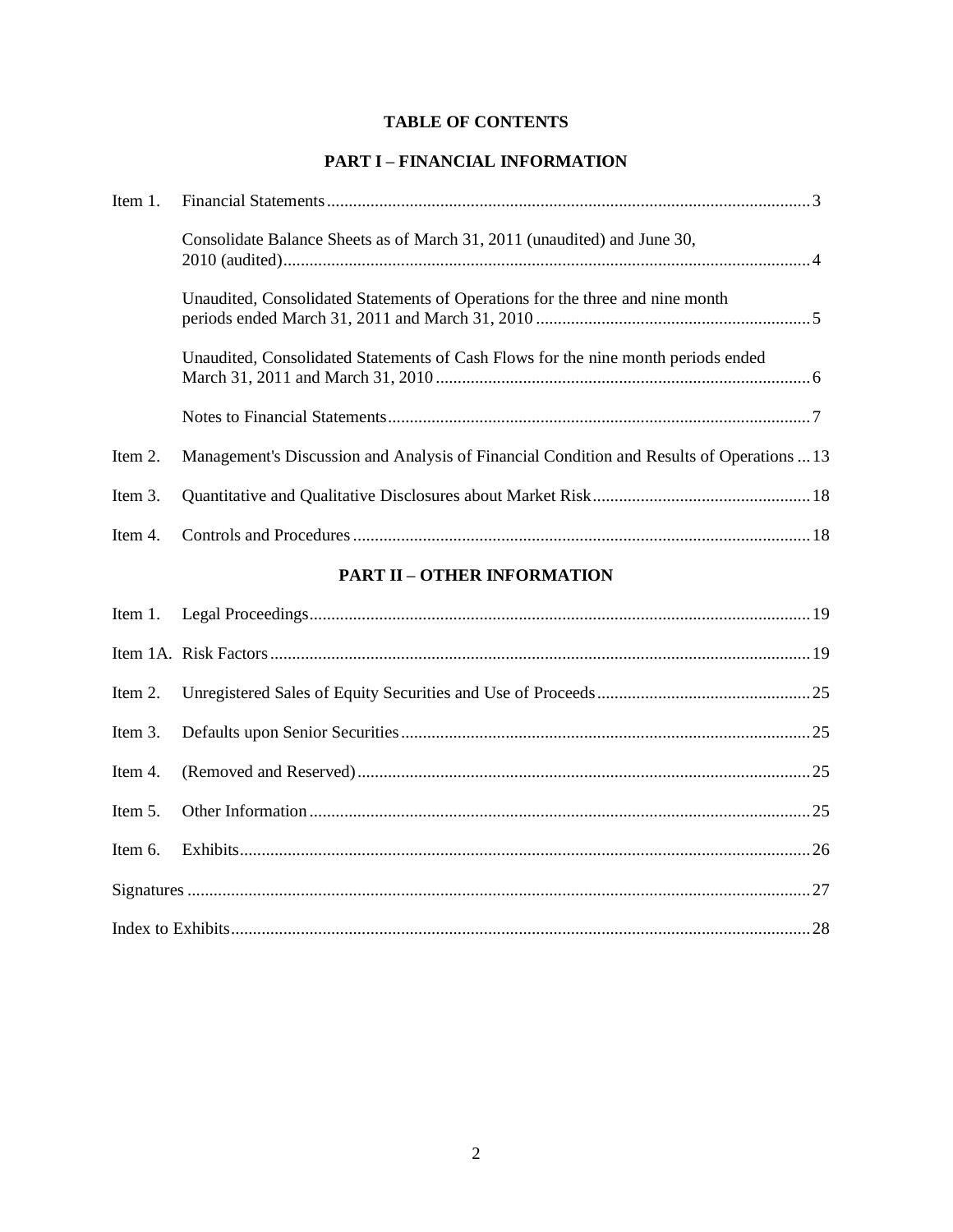# TABLE OF CONTENTS

## PART I – FINANCIAL INFORMATION

| | | |
|---|---|---|
| Item 1. | Financial Statements | 3 |
| | Consolidate Balance Sheets as of March 31, 2011 (unaudited) and June 30, 2010 (audited) | 4 |
| | Unaudited, Consolidated Statements of Operations for the three and nine month periods ended March 31, 2011 and March 31, 2010 | 5 |
| | Unaudited, Consolidated Statements of Cash Flows for the nine month periods ended March 31, 2011 and March 31, 2010 | 6 |
| | Notes to Financial Statements | 7 |
| Item 2. | Management's Discussion and Analysis of Financial Condition and Results of Operations | 13 |
| Item 3. | Quantitative and Qualitative Disclosures about Market Risk | 18 |
| Item 4. | Controls and Procedures | 18 |

## PART II – OTHER INFORMATION

| | | |
|---|---|---|
| Item 1. | Legal Proceedings | 19 |
| Item 1A. | Risk Factors | 19 |
| Item 2. | Unregistered Sales of Equity Securities and Use of Proceeds | 25 |
| Item 3. | Defaults upon Senior Securities | 25 |
| Item 4. | (Removed and Reserved) | 25 |
| Item 5. | Other Information | 25 |
| Item 6. | Exhibits | 26 |
| Signatures | | 27 |
| Index to Exhibits | | 28 |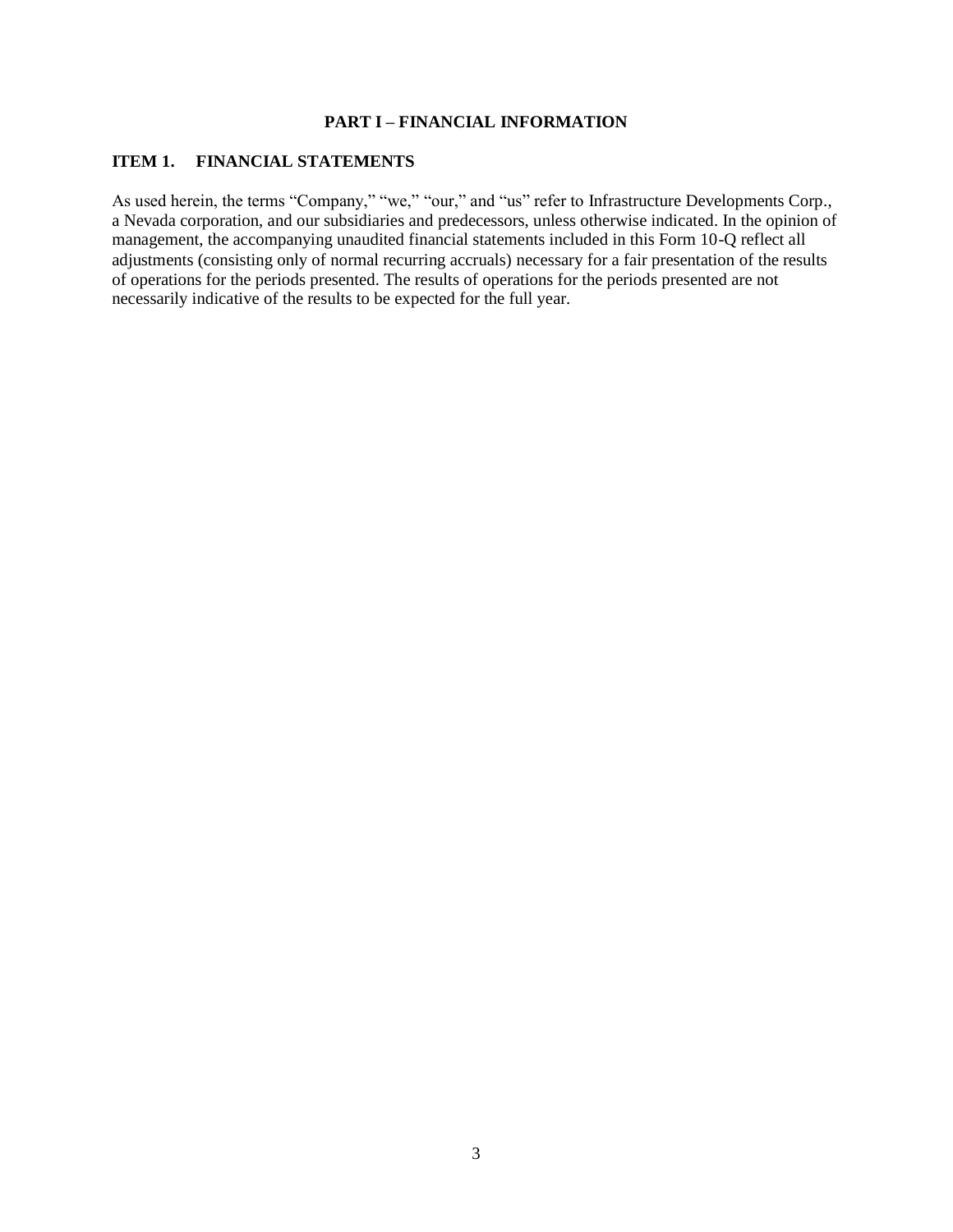## PART I – FINANCIAL INFORMATION

### ITEM 1. FINANCIAL STATEMENTS

As used herein, the terms "Company," "we," "our," and "us" refer to Infrastructure Developments Corp., a Nevada corporation, and our subsidiaries and predecessors, unless otherwise indicated. In the opinion of management, the accompanying unaudited financial statements included in this Form 10-Q reflect all adjustments (consisting only of normal recurring accruals) necessary for a fair presentation of the results of operations for the periods presented. The results of operations for the periods presented are not necessarily indicative of the results to be expected for the full year.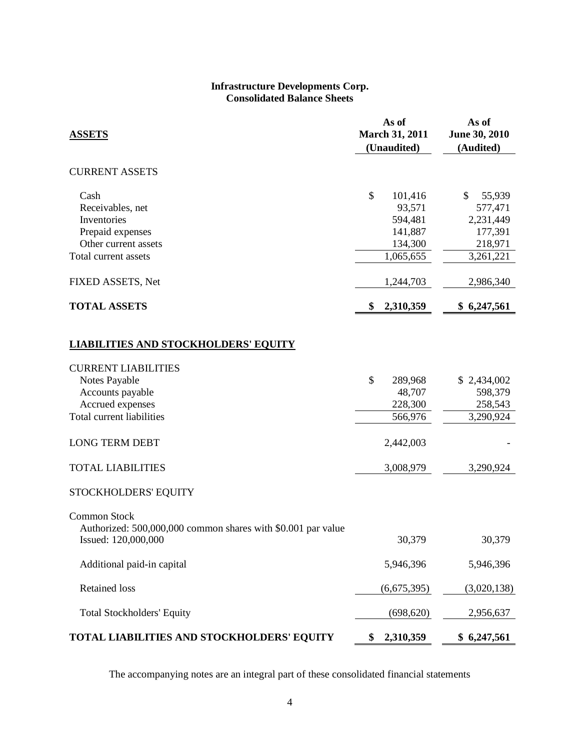**Infrastructure Developments Corp.**
**Consolidated Balance Sheets**

| **ASSETS** | **As of March 31, 2011 (Unaudited)** | **As of June 30, 2010 (Audited)** |
|---|---|---|
| CURRENT ASSETS | | |
| Cash | $ 101,416 | $ 55,939 |
| Receivables, net | 93,571 | 577,471 |
| Inventories | 594,481 | 2,231,449 |
| Prepaid expenses | 141,887 | 177,391 |
| Other current assets | 134,300 | 218,971 |
| Total current assets | 1,065,655 | 3,261,221 |
| FIXED ASSETS, Net | 1,244,703 | 2,986,340 |
| **TOTAL ASSETS** | **$ 2,310,359** | **$ 6,247,561** |
| **LIABILITIES AND STOCKHOLDERS' EQUITY** | | |
| CURRENT LIABILITIES | | |
| Notes Payable | $ 289,968 | $ 2,434,002 |
| Accounts payable | 48,707 | 598,379 |
| Accrued expenses | 228,300 | 258,543 |
| Total current liabilities | 566,976 | 3,290,924 |
| LONG TERM DEBT | 2,442,003 | - |
| TOTAL LIABILITIES | 3,008,979 | 3,290,924 |
| STOCKHOLDERS' EQUITY | | |
| Common Stock | | |
| Authorized: 500,000,000 common shares with $0.001 par value Issued: 120,000,000 | 30,379 | 30,379 |
| Additional paid-in capital | 5,946,396 | 5,946,396 |
| Retained loss | (6,675,395) | (3,020,138) |
| Total Stockholders' Equity | (698,620) | 2,956,637 |
| **TOTAL LIABILITIES AND STOCKHOLDERS' EQUITY** | **$ 2,310,359** | **$ 6,247,561** |

The accompanying notes are an integral part of these consolidated financial statements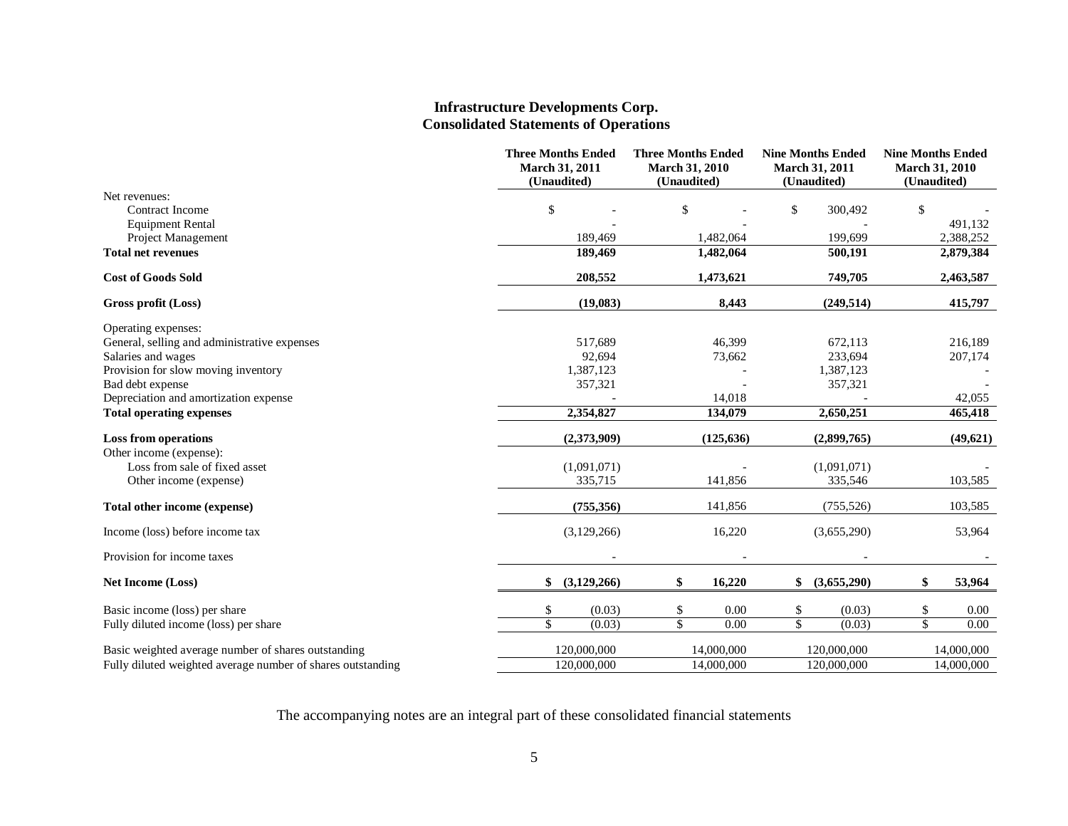# Infrastructure Developments Corp.
## Consolidated Statements of Operations

| | Three Months Ended March 31, 2011 (Unaudited) | Three Months Ended March 31, 2010 (Unaudited) | Nine Months Ended March 31, 2011 (Unaudited) | Nine Months Ended March 31, 2010 (Unaudited) |
|---|---|---|---|---|
| Net revenues: | | | | |
| Contract Income | $ - | $ - | $ 300,492 | $ - |
| Equipment Rental | - | - | - | 491,132 |
| Project Management | 189,469 | 1,482,064 | 199,699 | 2,388,252 |
| **Total net revenues** | **189,469** | **1,482,064** | **500,191** | **2,879,384** |
| **Cost of Goods Sold** | **208,552** | **1,473,621** | **749,705** | **2,463,587** |
| **Gross profit (Loss)** | **(19,083)** | **8,443** | **(249,514)** | **415,797** |
| Operating expenses: | | | | |
| General, selling and administrative expenses | 517,689 | 46,399 | 672,113 | 216,189 |
| Salaries and wages | 92,694 | 73,662 | 233,694 | 207,174 |
| Provision for slow moving inventory | 1,387,123 | - | 1,387,123 | - |
| Bad debt expense | 357,321 | - | 357,321 | - |
| Depreciation and amortization expense | - | 14,018 | - | 42,055 |
| **Total operating expenses** | **2,354,827** | **134,079** | **2,650,251** | **465,418** |
| **Loss from operations** | **(2,373,909)** | **(125,636)** | **(2,899,765)** | **(49,621)** |
| Other income (expense): | | | | |
| Loss from sale of fixed asset | (1,091,071) | - | (1,091,071) | - |
| Other income (expense) | 335,715 | 141,856 | 335,546 | 103,585 |
| **Total other income (expense)** | **(755,356)** | 141,856 | (755,526) | 103,585 |
| Income (loss) before income tax | (3,129,266) | 16,220 | (3,655,290) | 53,964 |
| Provision for income taxes | - | - | - | - |
| **Net Income (Loss)** | **$ (3,129,266)** | **$ 16,220** | **$ (3,655,290)** | **$ 53,964** |
| Basic income (loss) per share | $ (0.03) | $ 0.00 | $ (0.03) | $ 0.00 |
| Fully diluted income (loss) per share | $ (0.03) | $ 0.00 | $ (0.03) | $ 0.00 |
| Basic weighted average number of shares outstanding | 120,000,000 | 14,000,000 | 120,000,000 | 14,000,000 |
| Fully diluted weighted average number of shares outstanding | 120,000,000 | 14,000,000 | 120,000,000 | 14,000,000 |

The accompanying notes are an integral part of these consolidated financial statements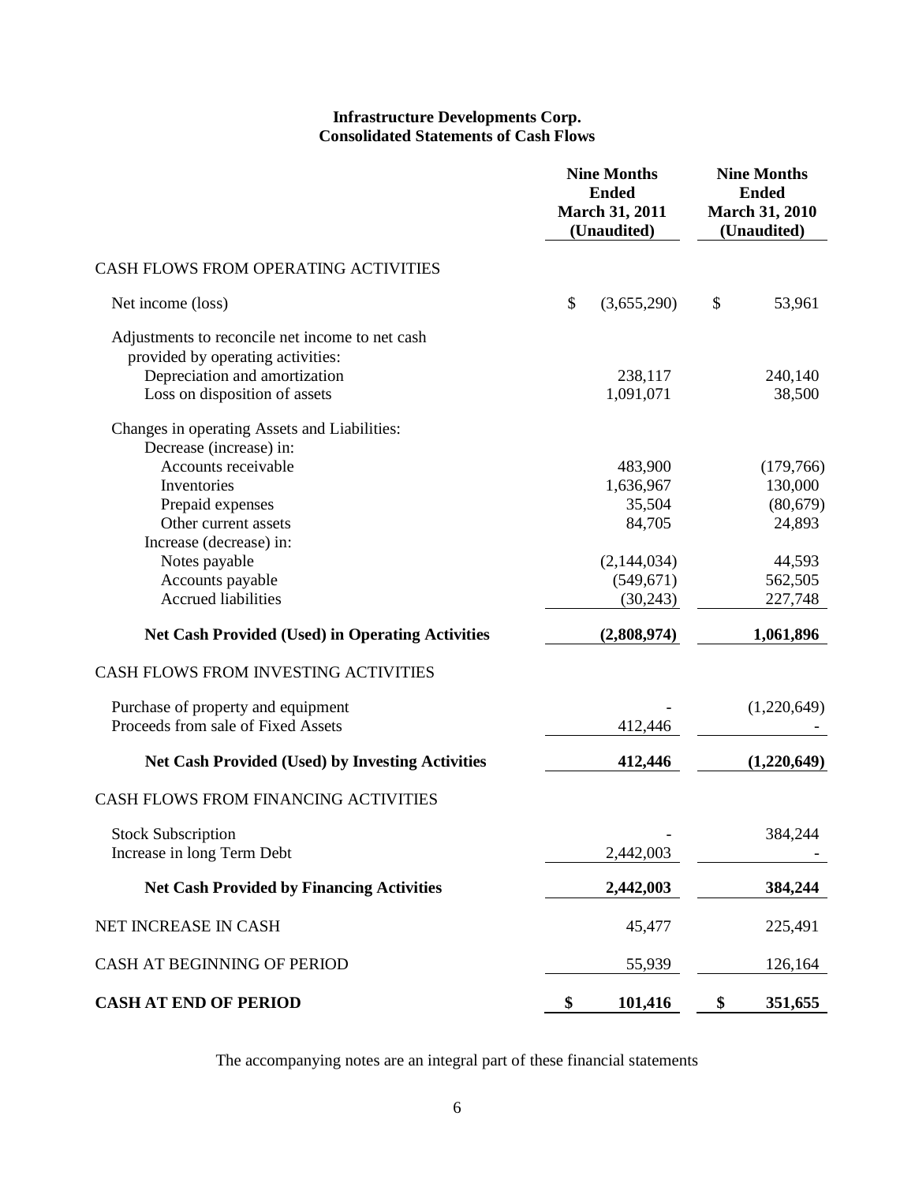# Infrastructure Developments Corp.
## Consolidated Statements of Cash Flows

| | Nine Months Ended March 31, 2011 (Unaudited) | Nine Months Ended March 31, 2010 (Unaudited) |
|---|---|---|
| CASH FLOWS FROM OPERATING ACTIVITIES | | |
| Net income (loss) | $ (3,655,290) | $ 53,961 |
| Adjustments to reconcile net income to net cash provided by operating activities: | | |
| Depreciation and amortization | 238,117 | 240,140 |
| Loss on disposition of assets | 1,091,071 | 38,500 |
| Changes in operating Assets and Liabilities: | | |
| Decrease (increase) in: | | |
| Accounts receivable | 483,900 | (179,766) |
| Inventories | 1,636,967 | 130,000 |
| Prepaid expenses | 35,504 | (80,679) |
| Other current assets | 84,705 | 24,893 |
| Increase (decrease) in: | | |
| Notes payable | (2,144,034) | 44,593 |
| Accounts payable | (549,671) | 562,505 |
| Accrued liabilities | (30,243) | 227,748 |
| **Net Cash Provided (Used) in Operating Activities** | **(2,808,974)** | **1,061,896** |
| CASH FLOWS FROM INVESTING ACTIVITIES | | |
| Purchase of property and equipment | - | (1,220,649) |
| Proceeds from sale of Fixed Assets | 412,446 | - |
| **Net Cash Provided (Used) by Investing Activities** | **412,446** | **(1,220,649)** |
| CASH FLOWS FROM FINANCING ACTIVITIES | | |
| Stock Subscription | - | 384,244 |
| Increase in long Term Debt | 2,442,003 | - |
| **Net Cash Provided by Financing Activities** | **2,442,003** | **384,244** |
| NET INCREASE IN CASH | 45,477 | 225,491 |
| CASH AT BEGINNING OF PERIOD | 55,939 | 126,164 |
| **CASH AT END OF PERIOD** | **$ 101,416** | **$ 351,655** |

The accompanying notes are an integral part of these financial statements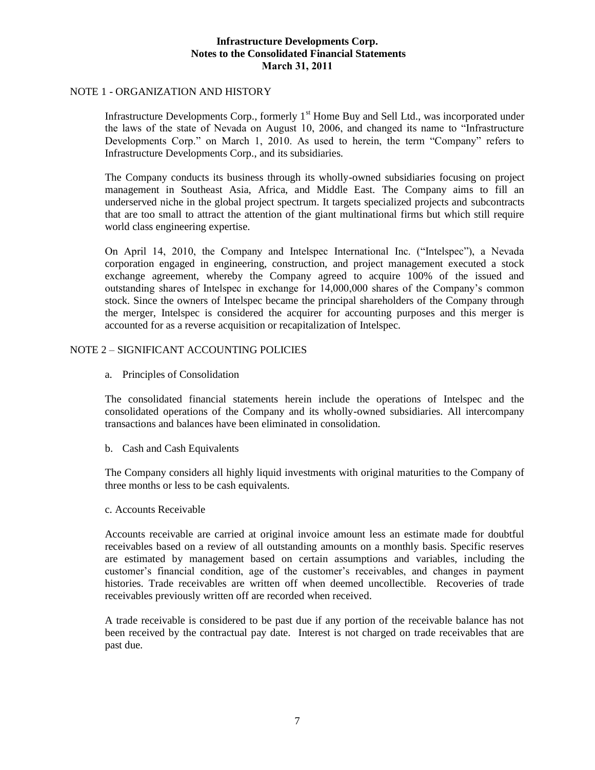# Infrastructure Developments Corp.
## Notes to the Consolidated Financial Statements
## March 31, 2011

### NOTE 1 - ORGANIZATION AND HISTORY

Infrastructure Developments Corp., formerly 1st Home Buy and Sell Ltd., was incorporated under the laws of the state of Nevada on August 10, 2006, and changed its name to "Infrastructure Developments Corp." on March 1, 2010. As used to herein, the term "Company" refers to Infrastructure Developments Corp., and its subsidiaries.

The Company conducts its business through its wholly-owned subsidiaries focusing on project management in Southeast Asia, Africa, and Middle East. The Company aims to fill an underserved niche in the global project spectrum. It targets specialized projects and subcontracts that are too small to attract the attention of the giant multinational firms but which still require world class engineering expertise.

On April 14, 2010, the Company and Intelspec International Inc. ("Intelspec"), a Nevada corporation engaged in engineering, construction, and project management executed a stock exchange agreement, whereby the Company agreed to acquire 100% of the issued and outstanding shares of Intelspec in exchange for 14,000,000 shares of the Company's common stock. Since the owners of Intelspec became the principal shareholders of the Company through the merger, Intelspec is considered the acquirer for accounting purposes and this merger is accounted for as a reverse acquisition or recapitalization of Intelspec.

### NOTE 2 – SIGNIFICANT ACCOUNTING POLICIES

a. Principles of Consolidation

The consolidated financial statements herein include the operations of Intelspec and the consolidated operations of the Company and its wholly-owned subsidiaries. All intercompany transactions and balances have been eliminated in consolidation.

b. Cash and Cash Equivalents

The Company considers all highly liquid investments with original maturities to the Company of three months or less to be cash equivalents.

c. Accounts Receivable

Accounts receivable are carried at original invoice amount less an estimate made for doubtful receivables based on a review of all outstanding amounts on a monthly basis. Specific reserves are estimated by management based on certain assumptions and variables, including the customer's financial condition, age of the customer's receivables, and changes in payment histories. Trade receivables are written off when deemed uncollectible. Recoveries of trade receivables previously written off are recorded when received.

A trade receivable is considered to be past due if any portion of the receivable balance has not been received by the contractual pay date. Interest is not charged on trade receivables that are past due.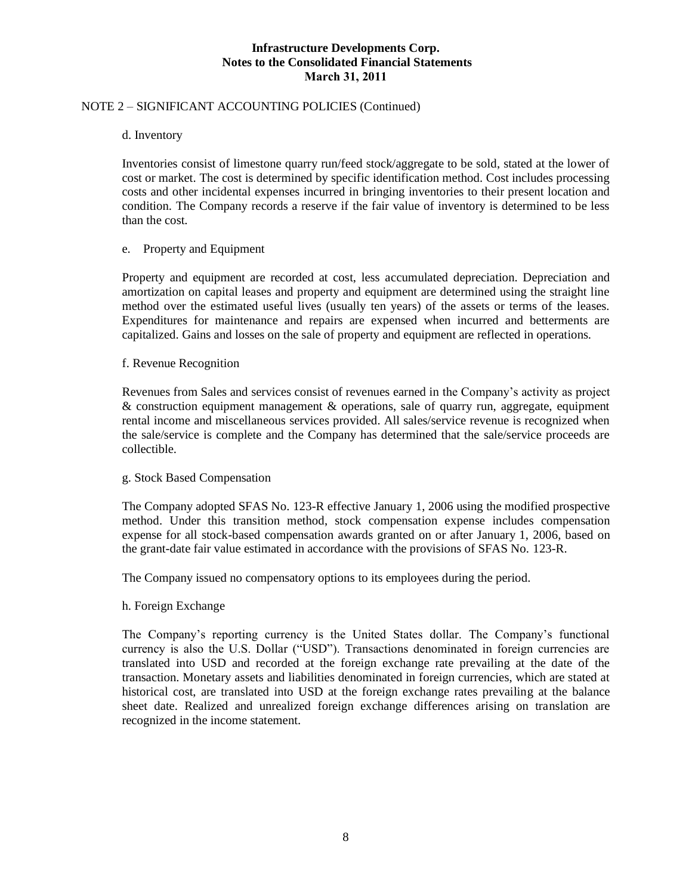NOTE 2 – SIGNIFICANT ACCOUNTING POLICIES (Continued)

d. Inventory

Inventories consist of limestone quarry run/feed stock/aggregate to be sold, stated at the lower of cost or market. The cost is determined by specific identification method. Cost includes processing costs and other incidental expenses incurred in bringing inventories to their present location and condition. The Company records a reserve if the fair value of inventory is determined to be less than the cost.

e. Property and Equipment

Property and equipment are recorded at cost, less accumulated depreciation. Depreciation and amortization on capital leases and property and equipment are determined using the straight line method over the estimated useful lives (usually ten years) of the assets or terms of the leases. Expenditures for maintenance and repairs are expensed when incurred and betterments are capitalized. Gains and losses on the sale of property and equipment are reflected in operations.

f. Revenue Recognition

Revenues from Sales and services consist of revenues earned in the Company's activity as project & construction equipment management & operations, sale of quarry run, aggregate, equipment rental income and miscellaneous services provided. All sales/service revenue is recognized when the sale/service is complete and the Company has determined that the sale/service proceeds are collectible.

g. Stock Based Compensation

The Company adopted SFAS No. 123-R effective January 1, 2006 using the modified prospective method. Under this transition method, stock compensation expense includes compensation expense for all stock-based compensation awards granted on or after January 1, 2006, based on the grant-date fair value estimated in accordance with the provisions of SFAS No. 123-R.

The Company issued no compensatory options to its employees during the period.

h. Foreign Exchange

The Company's reporting currency is the United States dollar. The Company's functional currency is also the U.S. Dollar ("USD"). Transactions denominated in foreign currencies are translated into USD and recorded at the foreign exchange rate prevailing at the date of the transaction. Monetary assets and liabilities denominated in foreign currencies, which are stated at historical cost, are translated into USD at the foreign exchange rates prevailing at the balance sheet date. Realized and unrealized foreign exchange differences arising on translation are recognized in the income statement.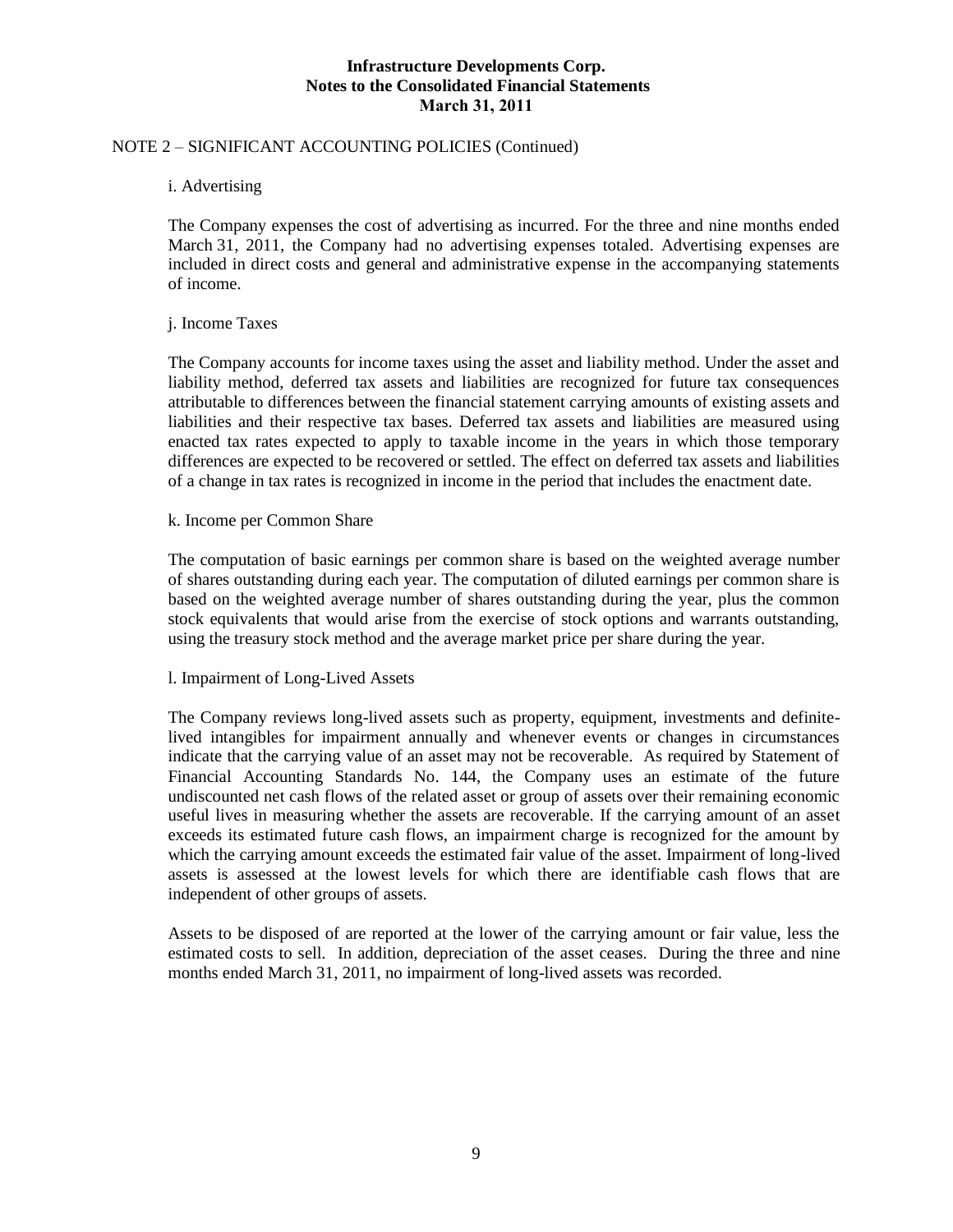NOTE 2 – SIGNIFICANT ACCOUNTING POLICIES (Continued)

i. Advertising

The Company expenses the cost of advertising as incurred. For the three and nine months ended March 31, 2011, the Company had no advertising expenses totaled. Advertising expenses are included in direct costs and general and administrative expense in the accompanying statements of income.

j. Income Taxes

The Company accounts for income taxes using the asset and liability method. Under the asset and liability method, deferred tax assets and liabilities are recognized for future tax consequences attributable to differences between the financial statement carrying amounts of existing assets and liabilities and their respective tax bases. Deferred tax assets and liabilities are measured using enacted tax rates expected to apply to taxable income in the years in which those temporary differences are expected to be recovered or settled. The effect on deferred tax assets and liabilities of a change in tax rates is recognized in income in the period that includes the enactment date.

k. Income per Common Share

The computation of basic earnings per common share is based on the weighted average number of shares outstanding during each year. The computation of diluted earnings per common share is based on the weighted average number of shares outstanding during the year, plus the common stock equivalents that would arise from the exercise of stock options and warrants outstanding, using the treasury stock method and the average market price per share during the year.

l. Impairment of Long-Lived Assets

The Company reviews long-lived assets such as property, equipment, investments and definite-lived intangibles for impairment annually and whenever events or changes in circumstances indicate that the carrying value of an asset may not be recoverable. As required by Statement of Financial Accounting Standards No. 144, the Company uses an estimate of the future undiscounted net cash flows of the related asset or group of assets over their remaining economic useful lives in measuring whether the assets are recoverable. If the carrying amount of an asset exceeds its estimated future cash flows, an impairment charge is recognized for the amount by which the carrying amount exceeds the estimated fair value of the asset. Impairment of long-lived assets is assessed at the lowest levels for which there are identifiable cash flows that are independent of other groups of assets.

Assets to be disposed of are reported at the lower of the carrying amount or fair value, less the estimated costs to sell. In addition, depreciation of the asset ceases. During the three and nine months ended March 31, 2011, no impairment of long-lived assets was recorded.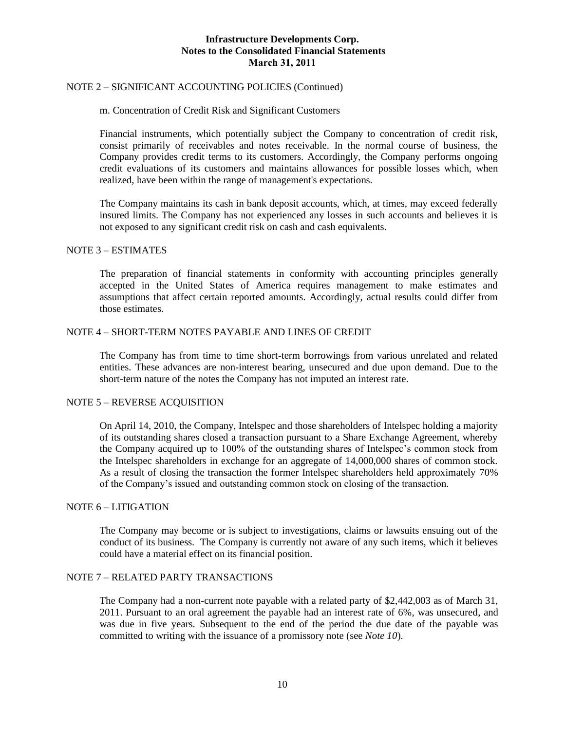NOTE 2 – SIGNIFICANT ACCOUNTING POLICIES (Continued)

m. Concentration of Credit Risk and Significant Customers

Financial instruments, which potentially subject the Company to concentration of credit risk, consist primarily of receivables and notes receivable. In the normal course of business, the Company provides credit terms to its customers. Accordingly, the Company performs ongoing credit evaluations of its customers and maintains allowances for possible losses which, when realized, have been within the range of management's expectations.

The Company maintains its cash in bank deposit accounts, which, at times, may exceed federally insured limits. The Company has not experienced any losses in such accounts and believes it is not exposed to any significant credit risk on cash and cash equivalents.

NOTE 3 – ESTIMATES

The preparation of financial statements in conformity with accounting principles generally accepted in the United States of America requires management to make estimates and assumptions that affect certain reported amounts. Accordingly, actual results could differ from those estimates.

NOTE 4 – SHORT-TERM NOTES PAYABLE AND LINES OF CREDIT

The Company has from time to time short-term borrowings from various unrelated and related entities. These advances are non-interest bearing, unsecured and due upon demand. Due to the short-term nature of the notes the Company has not imputed an interest rate.

NOTE 5 – REVERSE ACQUISITION

On April 14, 2010, the Company, Intelspec and those shareholders of Intelspec holding a majority of its outstanding shares closed a transaction pursuant to a Share Exchange Agreement, whereby the Company acquired up to 100% of the outstanding shares of Intelspec's common stock from the Intelspec shareholders in exchange for an aggregate of 14,000,000 shares of common stock. As a result of closing the transaction the former Intelspec shareholders held approximately 70% of the Company's issued and outstanding common stock on closing of the transaction.

NOTE 6 – LITIGATION

The Company may become or is subject to investigations, claims or lawsuits ensuing out of the conduct of its business. The Company is currently not aware of any such items, which it believes could have a material effect on its financial position.

NOTE 7 – RELATED PARTY TRANSACTIONS

The Company had a non-current note payable with a related party of $2,442,003 as of March 31, 2011. Pursuant to an oral agreement the payable had an interest rate of 6%, was unsecured, and was due in five years. Subsequent to the end of the period the due date of the payable was committed to writing with the issuance of a promissory note (see *Note 10*).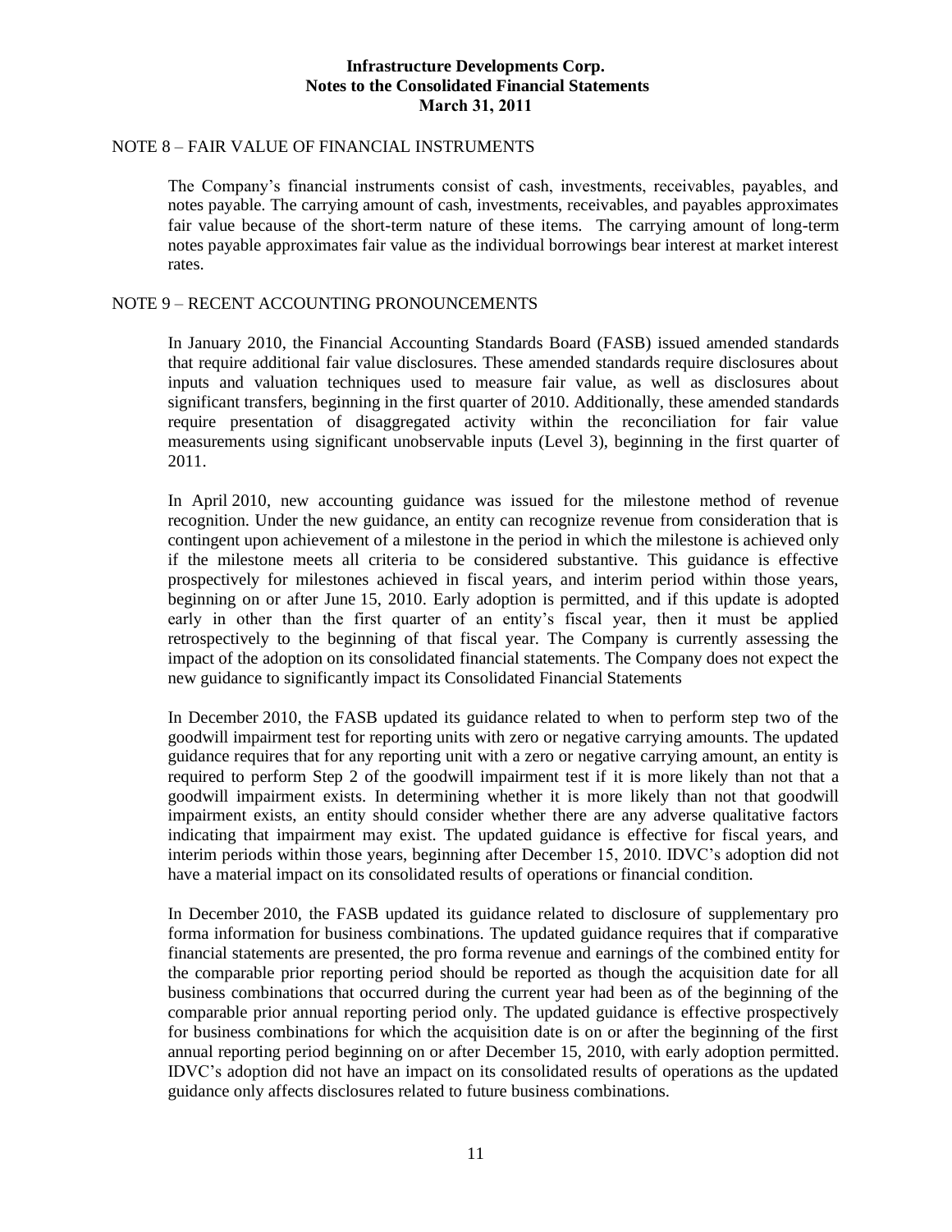## NOTE 8 – FAIR VALUE OF FINANCIAL INSTRUMENTS

The Company's financial instruments consist of cash, investments, receivables, payables, and notes payable. The carrying amount of cash, investments, receivables, and payables approximates fair value because of the short-term nature of these items. The carrying amount of long-term notes payable approximates fair value as the individual borrowings bear interest at market interest rates.

## NOTE 9 – RECENT ACCOUNTING PRONOUNCEMENTS

In January 2010, the Financial Accounting Standards Board (FASB) issued amended standards that require additional fair value disclosures. These amended standards require disclosures about inputs and valuation techniques used to measure fair value, as well as disclosures about significant transfers, beginning in the first quarter of 2010. Additionally, these amended standards require presentation of disaggregated activity within the reconciliation for fair value measurements using significant unobservable inputs (Level 3), beginning in the first quarter of 2011.

In April 2010, new accounting guidance was issued for the milestone method of revenue recognition. Under the new guidance, an entity can recognize revenue from consideration that is contingent upon achievement of a milestone in the period in which the milestone is achieved only if the milestone meets all criteria to be considered substantive. This guidance is effective prospectively for milestones achieved in fiscal years, and interim period within those years, beginning on or after June 15, 2010. Early adoption is permitted, and if this update is adopted early in other than the first quarter of an entity's fiscal year, then it must be applied retrospectively to the beginning of that fiscal year. The Company is currently assessing the impact of the adoption on its consolidated financial statements. The Company does not expect the new guidance to significantly impact its Consolidated Financial Statements

In December 2010, the FASB updated its guidance related to when to perform step two of the goodwill impairment test for reporting units with zero or negative carrying amounts. The updated guidance requires that for any reporting unit with a zero or negative carrying amount, an entity is required to perform Step 2 of the goodwill impairment test if it is more likely than not that a goodwill impairment exists. In determining whether it is more likely than not that goodwill impairment exists, an entity should consider whether there are any adverse qualitative factors indicating that impairment may exist. The updated guidance is effective for fiscal years, and interim periods within those years, beginning after December 15, 2010. IDVC's adoption did not have a material impact on its consolidated results of operations or financial condition.

In December 2010, the FASB updated its guidance related to disclosure of supplementary pro forma information for business combinations. The updated guidance requires that if comparative financial statements are presented, the pro forma revenue and earnings of the combined entity for the comparable prior reporting period should be reported as though the acquisition date for all business combinations that occurred during the current year had been as of the beginning of the comparable prior annual reporting period only. The updated guidance is effective prospectively for business combinations for which the acquisition date is on or after the beginning of the first annual reporting period beginning on or after December 15, 2010, with early adoption permitted. IDVC's adoption did not have an impact on its consolidated results of operations as the updated guidance only affects disclosures related to future business combinations.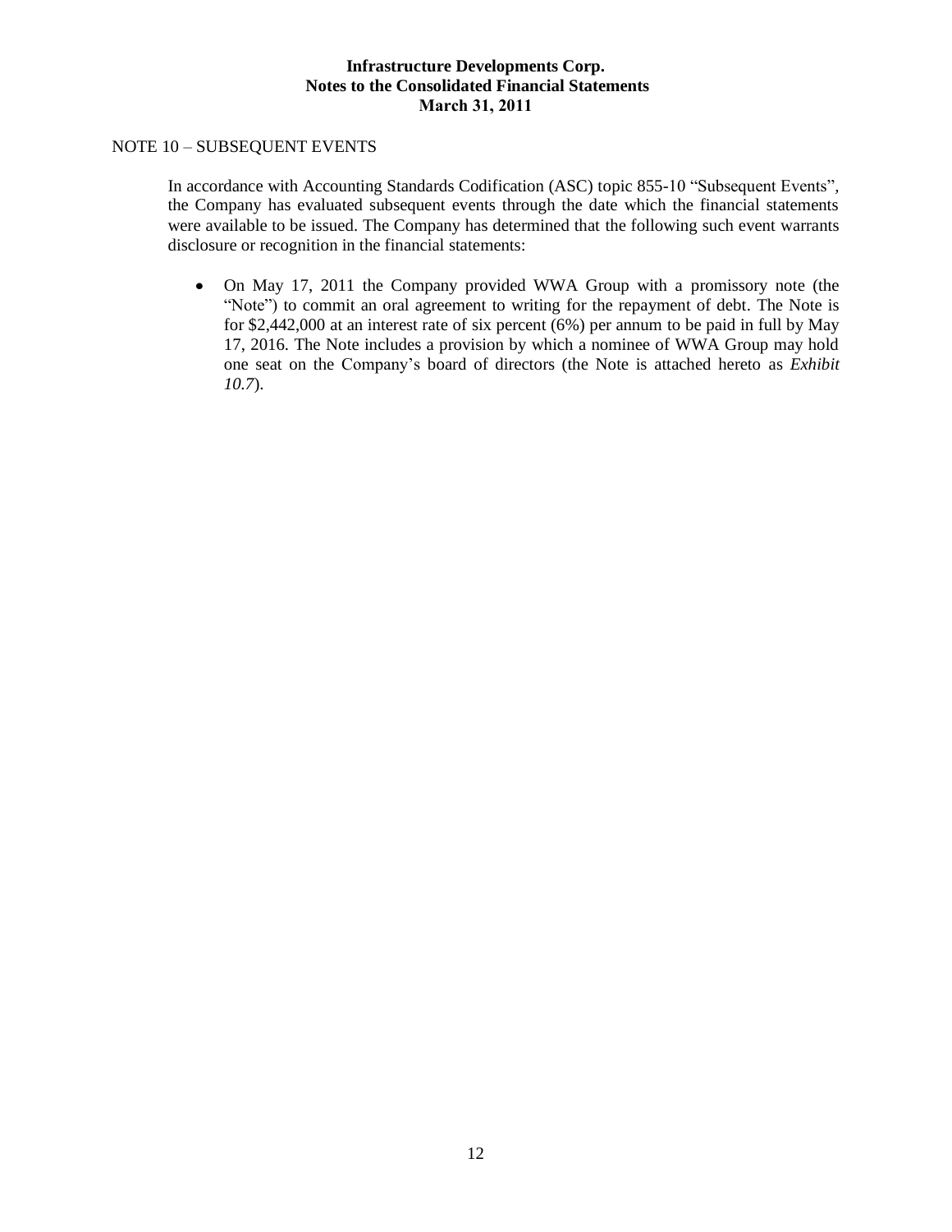# Infrastructure Developments Corp.
## Notes to the Consolidated Financial Statements
## March 31, 2011

NOTE 10 – SUBSEQUENT EVENTS

In accordance with Accounting Standards Codification (ASC) topic 855-10 "Subsequent Events", the Company has evaluated subsequent events through the date which the financial statements were available to be issued. The Company has determined that the following such event warrants disclosure or recognition in the financial statements:

- On May 17, 2011 the Company provided WWA Group with a promissory note (the "Note") to commit an oral agreement to writing for the repayment of debt. The Note is for $2,442,000 at an interest rate of six percent (6%) per annum to be paid in full by May 17, 2016. The Note includes a provision by which a nominee of WWA Group may hold one seat on the Company's board of directors (the Note is attached hereto as *Exhibit 10.7*).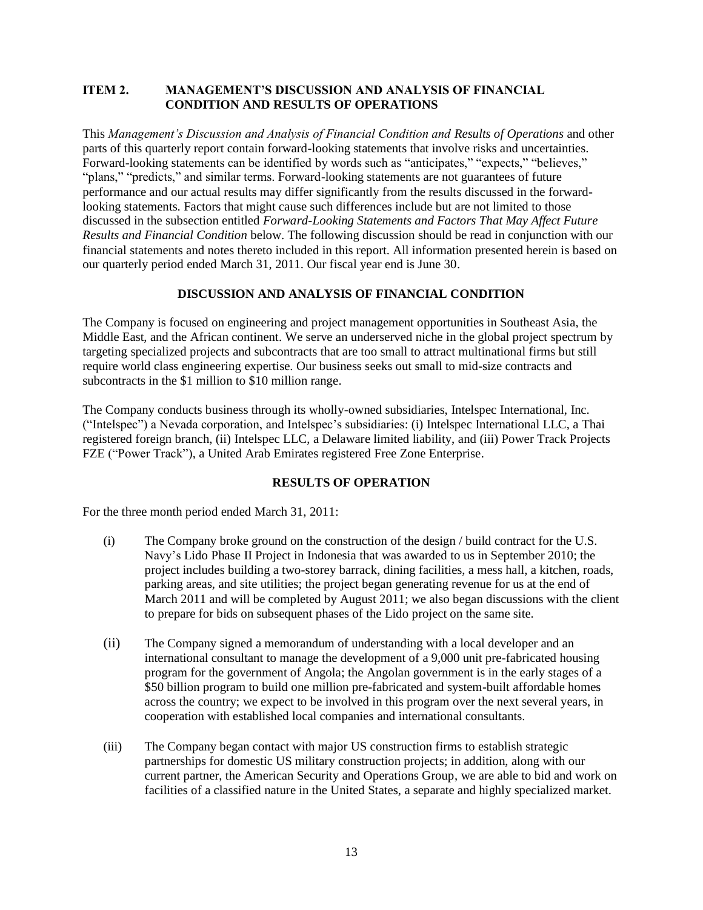## ITEM 2. MANAGEMENT'S DISCUSSION AND ANALYSIS OF FINANCIAL CONDITION AND RESULTS OF OPERATIONS

This *Management's Discussion and Analysis of Financial Condition and Results of Operations* and other parts of this quarterly report contain forward-looking statements that involve risks and uncertainties. Forward-looking statements can be identified by words such as "anticipates," "expects," "believes," "plans," "predicts," and similar terms. Forward-looking statements are not guarantees of future performance and our actual results may differ significantly from the results discussed in the forward-looking statements. Factors that might cause such differences include but are not limited to those discussed in the subsection entitled *Forward-Looking Statements and Factors That May Affect Future Results and Financial Condition* below. The following discussion should be read in conjunction with our financial statements and notes thereto included in this report. All information presented herein is based on our quarterly period ended March 31, 2011. Our fiscal year end is June 30.

### DISCUSSION AND ANALYSIS OF FINANCIAL CONDITION

The Company is focused on engineering and project management opportunities in Southeast Asia, the Middle East, and the African continent. We serve an underserved niche in the global project spectrum by targeting specialized projects and subcontracts that are too small to attract multinational firms but still require world class engineering expertise. Our business seeks out small to mid-size contracts and subcontracts in the $1 million to $10 million range.

The Company conducts business through its wholly-owned subsidiaries, Intelspec International, Inc. ("Intelspec") a Nevada corporation, and Intelspec's subsidiaries: (i) Intelspec International LLC, a Thai registered foreign branch, (ii) Intelspec LLC, a Delaware limited liability, and (iii) Power Track Projects FZE ("Power Track"), a United Arab Emirates registered Free Zone Enterprise.

### RESULTS OF OPERATION

For the three month period ended March 31, 2011:

(i) The Company broke ground on the construction of the design / build contract for the U.S. Navy's Lido Phase II Project in Indonesia that was awarded to us in September 2010; the project includes building a two-storey barrack, dining facilities, a mess hall, a kitchen, roads, parking areas, and site utilities; the project began generating revenue for us at the end of March 2011 and will be completed by August 2011; we also began discussions with the client to prepare for bids on subsequent phases of the Lido project on the same site.

(ii) The Company signed a memorandum of understanding with a local developer and an international consultant to manage the development of a 9,000 unit pre-fabricated housing program for the government of Angola; the Angolan government is in the early stages of a $50 billion program to build one million pre-fabricated and system-built affordable homes across the country; we expect to be involved in this program over the next several years, in cooperation with established local companies and international consultants.

(iii) The Company began contact with major US construction firms to establish strategic partnerships for domestic US military construction projects; in addition, along with our current partner, the American Security and Operations Group, we are able to bid and work on facilities of a classified nature in the United States, a separate and highly specialized market.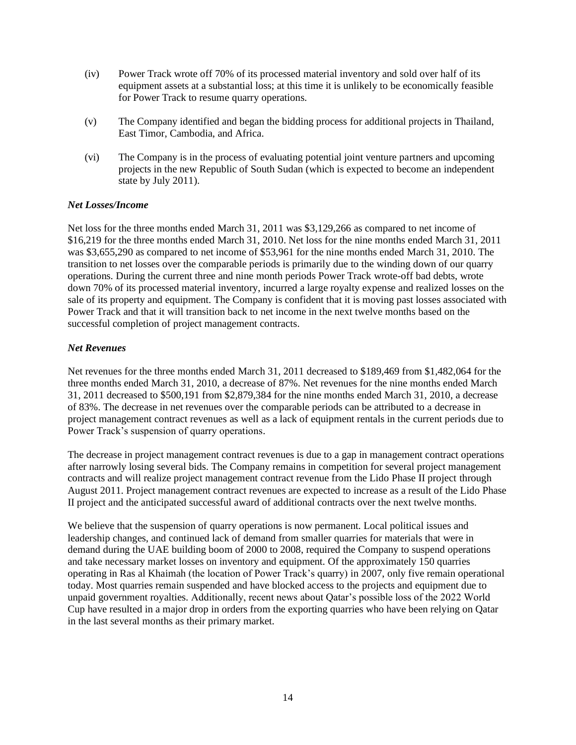(iv) Power Track wrote off 70% of its processed material inventory and sold over half of its equipment assets at a substantial loss; at this time it is unlikely to be economically feasible for Power Track to resume quarry operations.

(v) The Company identified and began the bidding process for additional projects in Thailand, East Timor, Cambodia, and Africa.

(vi) The Company is in the process of evaluating potential joint venture partners and upcoming projects in the new Republic of South Sudan (which is expected to become an independent state by July 2011).

***Net Losses/Income***

Net loss for the three months ended March 31, 2011 was $3,129,266 as compared to net income of $16,219 for the three months ended March 31, 2010. Net loss for the nine months ended March 31, 2011 was $3,655,290 as compared to net income of $53,961 for the nine months ended March 31, 2010. The transition to net losses over the comparable periods is primarily due to the winding down of our quarry operations. During the current three and nine month periods Power Track wrote-off bad debts, wrote down 70% of its processed material inventory, incurred a large royalty expense and realized losses on the sale of its property and equipment. The Company is confident that it is moving past losses associated with Power Track and that it will transition back to net income in the next twelve months based on the successful completion of project management contracts.

***Net Revenues***

Net revenues for the three months ended March 31, 2011 decreased to $189,469 from $1,482,064 for the three months ended March 31, 2010, a decrease of 87%. Net revenues for the nine months ended March 31, 2011 decreased to $500,191 from $2,879,384 for the nine months ended March 31, 2010, a decrease of 83%. The decrease in net revenues over the comparable periods can be attributed to a decrease in project management contract revenues as well as a lack of equipment rentals in the current periods due to Power Track's suspension of quarry operations.

The decrease in project management contract revenues is due to a gap in management contract operations after narrowly losing several bids. The Company remains in competition for several project management contracts and will realize project management contract revenue from the Lido Phase II project through August 2011. Project management contract revenues are expected to increase as a result of the Lido Phase II project and the anticipated successful award of additional contracts over the next twelve months.

We believe that the suspension of quarry operations is now permanent. Local political issues and leadership changes, and continued lack of demand from smaller quarries for materials that were in demand during the UAE building boom of 2000 to 2008, required the Company to suspend operations and take necessary market losses on inventory and equipment. Of the approximately 150 quarries operating in Ras al Khaimah (the location of Power Track's quarry) in 2007, only five remain operational today. Most quarries remain suspended and have blocked access to the projects and equipment due to unpaid government royalties. Additionally, recent news about Qatar's possible loss of the 2022 World Cup have resulted in a major drop in orders from the exporting quarries who have been relying on Qatar in the last several months as their primary market.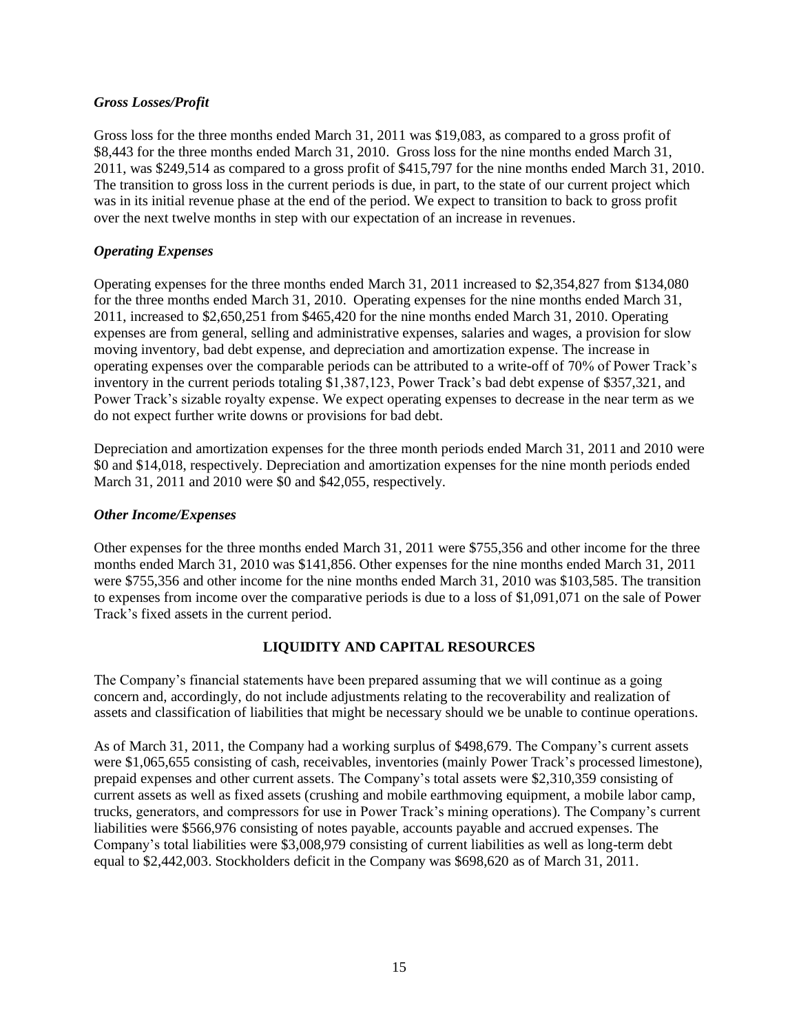### *Gross Losses/Profit*

Gross loss for the three months ended March 31, 2011 was $19,083, as compared to a gross profit of $8,443 for the three months ended March 31, 2010. Gross loss for the nine months ended March 31, 2011, was $249,514 as compared to a gross profit of $415,797 for the nine months ended March 31, 2010. The transition to gross loss in the current periods is due, in part, to the state of our current project which was in its initial revenue phase at the end of the period. We expect to transition to back to gross profit over the next twelve months in step with our expectation of an increase in revenues.

### *Operating Expenses*

Operating expenses for the three months ended March 31, 2011 increased to $2,354,827 from $134,080 for the three months ended March 31, 2010. Operating expenses for the nine months ended March 31, 2011, increased to $2,650,251 from $465,420 for the nine months ended March 31, 2010. Operating expenses are from general, selling and administrative expenses, salaries and wages, a provision for slow moving inventory, bad debt expense, and depreciation and amortization expense. The increase in operating expenses over the comparable periods can be attributed to a write-off of 70% of Power Track's inventory in the current periods totaling $1,387,123, Power Track's bad debt expense of $357,321, and Power Track's sizable royalty expense. We expect operating expenses to decrease in the near term as we do not expect further write downs or provisions for bad debt.

Depreciation and amortization expenses for the three month periods ended March 31, 2011 and 2010 were $0 and $14,018, respectively. Depreciation and amortization expenses for the nine month periods ended March 31, 2011 and 2010 were $0 and $42,055, respectively.

### *Other Income/Expenses*

Other expenses for the three months ended March 31, 2011 were $755,356 and other income for the three months ended March 31, 2010 was $141,856. Other expenses for the nine months ended March 31, 2011 were $755,356 and other income for the nine months ended March 31, 2010 was $103,585. The transition to expenses from income over the comparative periods is due to a loss of $1,091,071 on the sale of Power Track's fixed assets in the current period.

## LIQUIDITY AND CAPITAL RESOURCES

The Company's financial statements have been prepared assuming that we will continue as a going concern and, accordingly, do not include adjustments relating to the recoverability and realization of assets and classification of liabilities that might be necessary should we be unable to continue operations.

As of March 31, 2011, the Company had a working surplus of $498,679. The Company's current assets were $1,065,655 consisting of cash, receivables, inventories (mainly Power Track's processed limestone), prepaid expenses and other current assets. The Company's total assets were $2,310,359 consisting of current assets as well as fixed assets (crushing and mobile earthmoving equipment, a mobile labor camp, trucks, generators, and compressors for use in Power Track's mining operations). The Company's current liabilities were $566,976 consisting of notes payable, accounts payable and accrued expenses. The Company's total liabilities were $3,008,979 consisting of current liabilities as well as long-term debt equal to $2,442,003. Stockholders deficit in the Company was $698,620 as of March 31, 2011.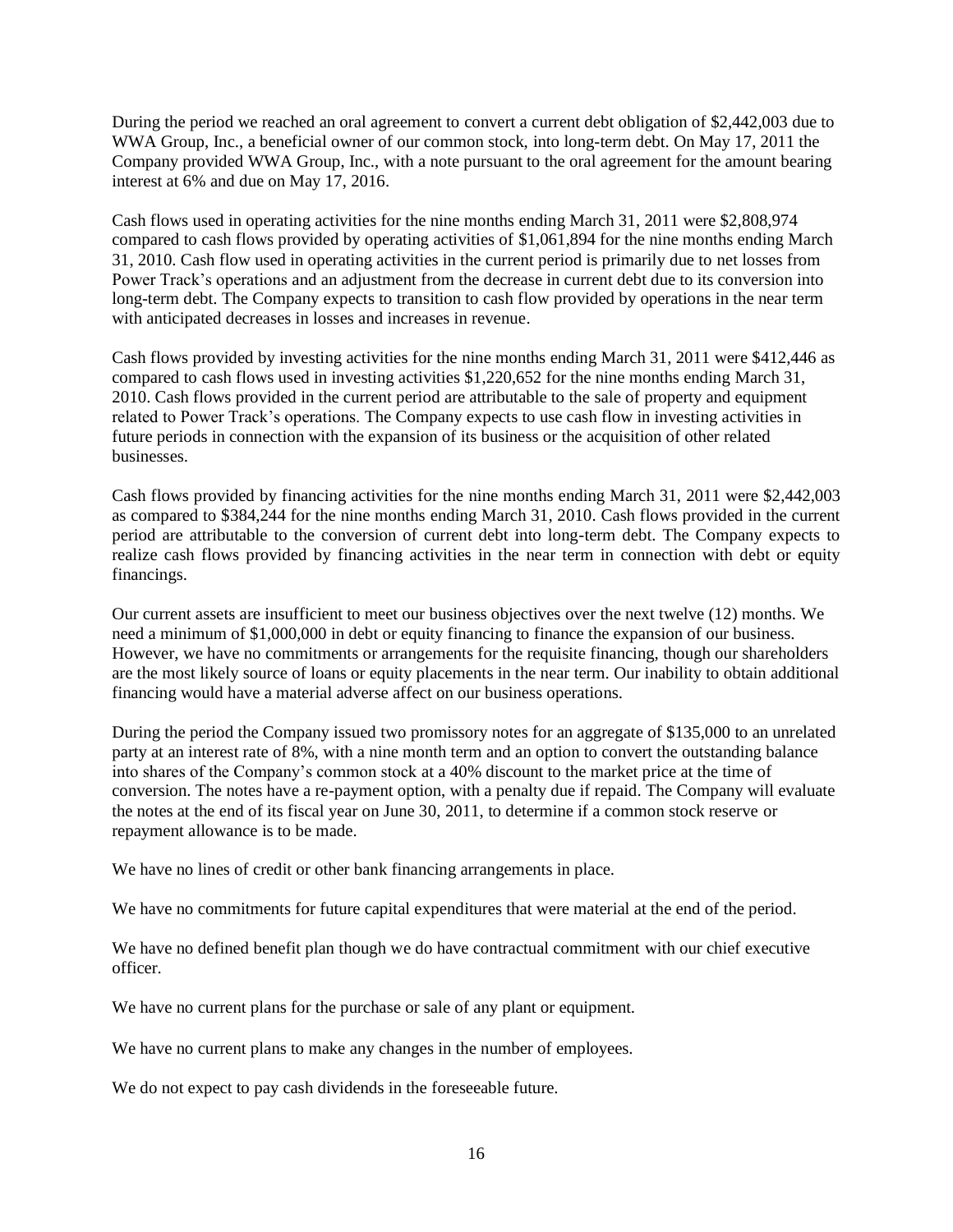During the period we reached an oral agreement to convert a current debt obligation of $2,442,003 due to WWA Group, Inc., a beneficial owner of our common stock, into long-term debt. On May 17, 2011 the Company provided WWA Group, Inc., with a note pursuant to the oral agreement for the amount bearing interest at 6% and due on May 17, 2016.

Cash flows used in operating activities for the nine months ending March 31, 2011 were $2,808,974 compared to cash flows provided by operating activities of $1,061,894 for the nine months ending March 31, 2010. Cash flow used in operating activities in the current period is primarily due to net losses from Power Track's operations and an adjustment from the decrease in current debt due to its conversion into long-term debt. The Company expects to transition to cash flow provided by operations in the near term with anticipated decreases in losses and increases in revenue.

Cash flows provided by investing activities for the nine months ending March 31, 2011 were $412,446 as compared to cash flows used in investing activities $1,220,652 for the nine months ending March 31, 2010. Cash flows provided in the current period are attributable to the sale of property and equipment related to Power Track's operations. The Company expects to use cash flow in investing activities in future periods in connection with the expansion of its business or the acquisition of other related businesses.

Cash flows provided by financing activities for the nine months ending March 31, 2011 were $2,442,003 as compared to $384,244 for the nine months ending March 31, 2010. Cash flows provided in the current period are attributable to the conversion of current debt into long-term debt. The Company expects to realize cash flows provided by financing activities in the near term in connection with debt or equity financings.

Our current assets are insufficient to meet our business objectives over the next twelve (12) months. We need a minimum of $1,000,000 in debt or equity financing to finance the expansion of our business. However, we have no commitments or arrangements for the requisite financing, though our shareholders are the most likely source of loans or equity placements in the near term. Our inability to obtain additional financing would have a material adverse affect on our business operations.

During the period the Company issued two promissory notes for an aggregate of $135,000 to an unrelated party at an interest rate of 8%, with a nine month term and an option to convert the outstanding balance into shares of the Company's common stock at a 40% discount to the market price at the time of conversion. The notes have a re-payment option, with a penalty due if repaid. The Company will evaluate the notes at the end of its fiscal year on June 30, 2011, to determine if a common stock reserve or repayment allowance is to be made.

We have no lines of credit or other bank financing arrangements in place.

We have no commitments for future capital expenditures that were material at the end of the period.

We have no defined benefit plan though we do have contractual commitment with our chief executive officer.

We have no current plans for the purchase or sale of any plant or equipment.

We have no current plans to make any changes in the number of employees.

We do not expect to pay cash dividends in the foreseeable future.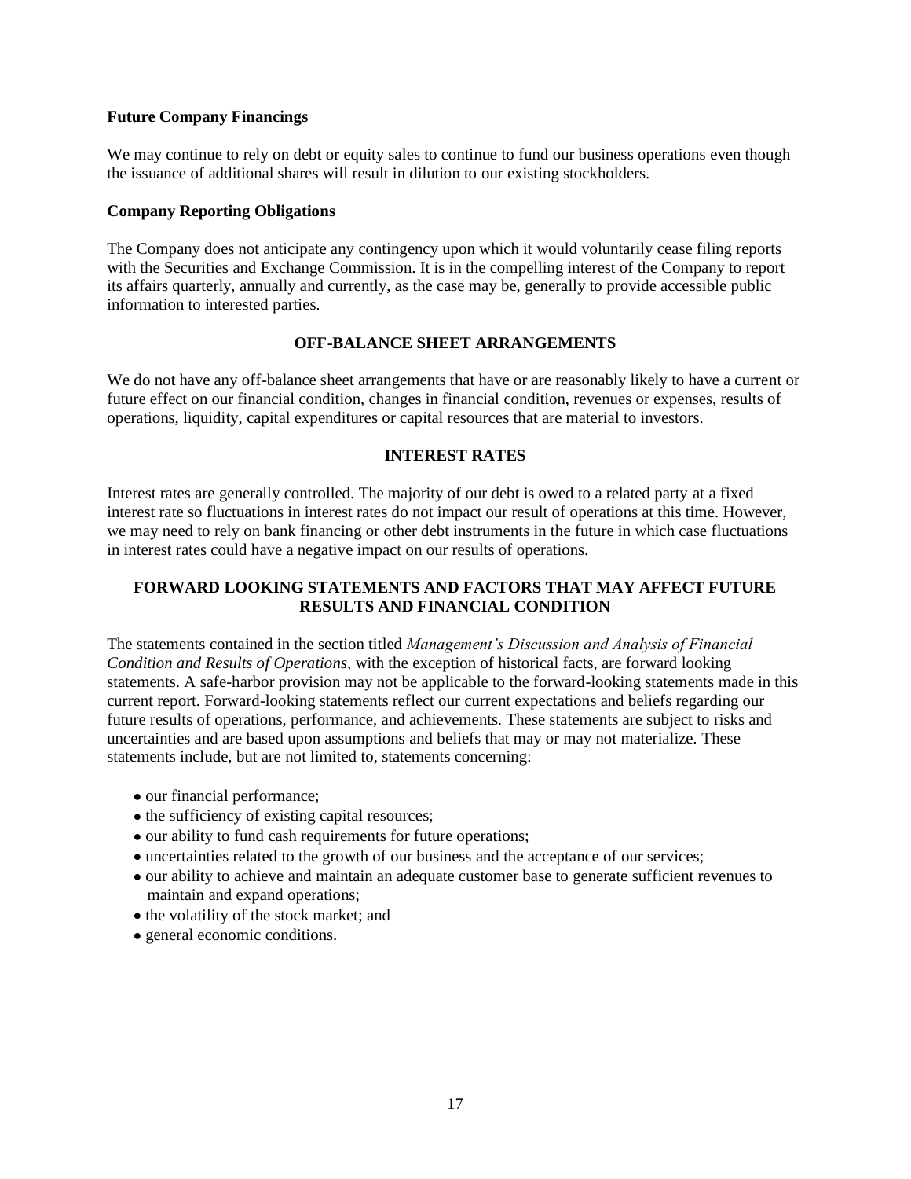**Future Company Financings**

We may continue to rely on debt or equity sales to continue to fund our business operations even though the issuance of additional shares will result in dilution to our existing stockholders.

**Company Reporting Obligations**

The Company does not anticipate any contingency upon which it would voluntarily cease filing reports with the Securities and Exchange Commission. It is in the compelling interest of the Company to report its affairs quarterly, annually and currently, as the case may be, generally to provide accessible public information to interested parties.

## OFF-BALANCE SHEET ARRANGEMENTS

We do not have any off-balance sheet arrangements that have or are reasonably likely to have a current or future effect on our financial condition, changes in financial condition, revenues or expenses, results of operations, liquidity, capital expenditures or capital resources that are material to investors.

## INTEREST RATES

Interest rates are generally controlled. The majority of our debt is owed to a related party at a fixed interest rate so fluctuations in interest rates do not impact our result of operations at this time. However, we may need to rely on bank financing or other debt instruments in the future in which case fluctuations in interest rates could have a negative impact on our results of operations.

## FORWARD LOOKING STATEMENTS AND FACTORS THAT MAY AFFECT FUTURE RESULTS AND FINANCIAL CONDITION

The statements contained in the section titled *Management's Discussion and Analysis of Financial Condition and Results of Operations*, with the exception of historical facts, are forward looking statements. A safe-harbor provision may not be applicable to the forward-looking statements made in this current report. Forward-looking statements reflect our current expectations and beliefs regarding our future results of operations, performance, and achievements. These statements are subject to risks and uncertainties and are based upon assumptions and beliefs that may or may not materialize. These statements include, but are not limited to, statements concerning:

- our financial performance;
- the sufficiency of existing capital resources;
- our ability to fund cash requirements for future operations;
- uncertainties related to the growth of our business and the acceptance of our services;
- our ability to achieve and maintain an adequate customer base to generate sufficient revenues to maintain and expand operations;
- the volatility of the stock market; and
- general economic conditions.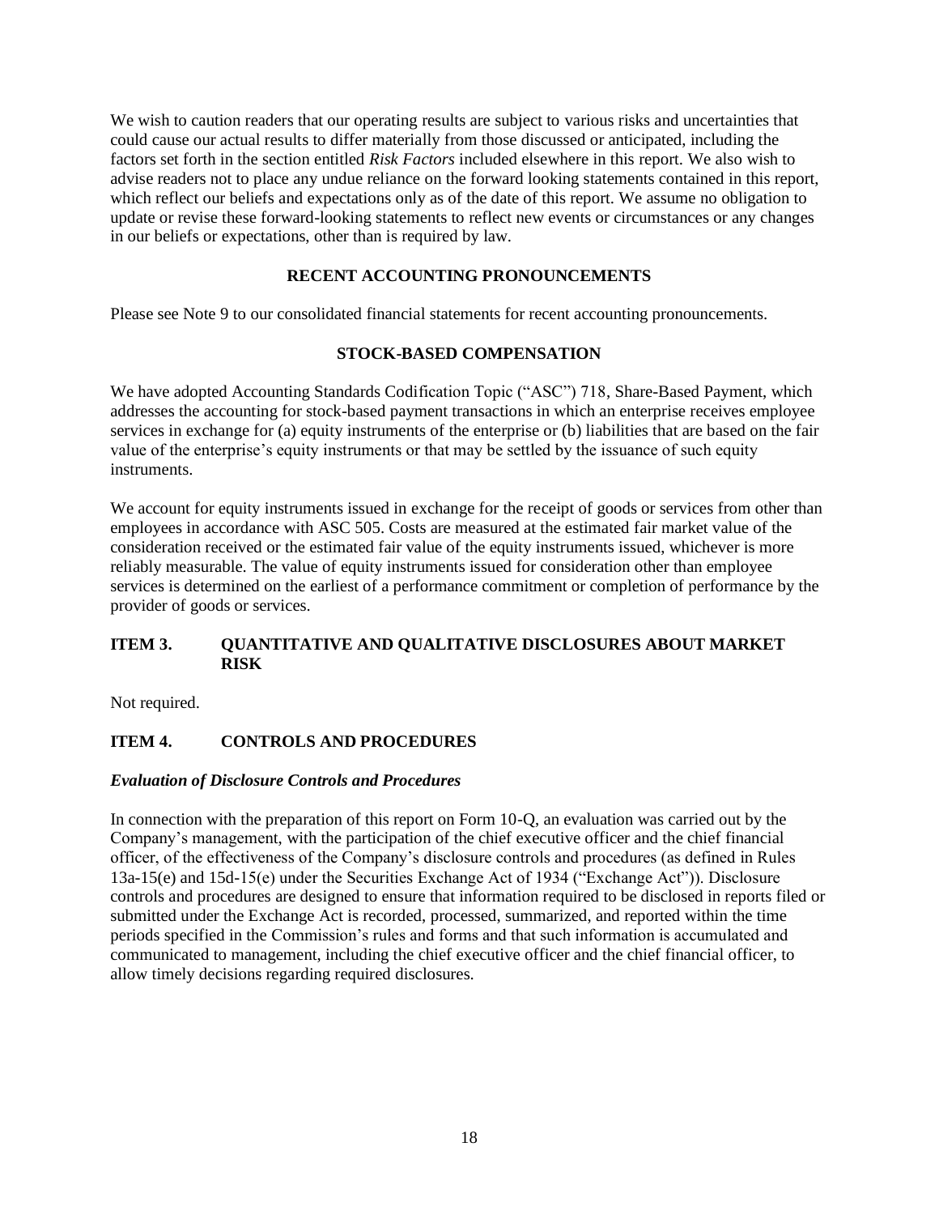We wish to caution readers that our operating results are subject to various risks and uncertainties that could cause our actual results to differ materially from those discussed or anticipated, including the factors set forth in the section entitled *Risk Factors* included elsewhere in this report. We also wish to advise readers not to place any undue reliance on the forward looking statements contained in this report, which reflect our beliefs and expectations only as of the date of this report. We assume no obligation to update or revise these forward-looking statements to reflect new events or circumstances or any changes in our beliefs or expectations, other than is required by law.

## RECENT ACCOUNTING PRONOUNCEMENTS

Please see Note 9 to our consolidated financial statements for recent accounting pronouncements.

## STOCK-BASED COMPENSATION

We have adopted Accounting Standards Codification Topic ("ASC") 718, Share-Based Payment, which addresses the accounting for stock-based payment transactions in which an enterprise receives employee services in exchange for (a) equity instruments of the enterprise or (b) liabilities that are based on the fair value of the enterprise's equity instruments or that may be settled by the issuance of such equity instruments.

We account for equity instruments issued in exchange for the receipt of goods or services from other than employees in accordance with ASC 505. Costs are measured at the estimated fair market value of the consideration received or the estimated fair value of the equity instruments issued, whichever is more reliably measurable. The value of equity instruments issued for consideration other than employee services is determined on the earliest of a performance commitment or completion of performance by the provider of goods or services.

## ITEM 3. QUANTITATIVE AND QUALITATIVE DISCLOSURES ABOUT MARKET RISK

Not required.

## ITEM 4. CONTROLS AND PROCEDURES

### *Evaluation of Disclosure Controls and Procedures*

In connection with the preparation of this report on Form 10-Q, an evaluation was carried out by the Company's management, with the participation of the chief executive officer and the chief financial officer, of the effectiveness of the Company's disclosure controls and procedures (as defined in Rules 13a-15(e) and 15d-15(e) under the Securities Exchange Act of 1934 ("Exchange Act")). Disclosure controls and procedures are designed to ensure that information required to be disclosed in reports filed or submitted under the Exchange Act is recorded, processed, summarized, and reported within the time periods specified in the Commission's rules and forms and that such information is accumulated and communicated to management, including the chief executive officer and the chief financial officer, to allow timely decisions regarding required disclosures.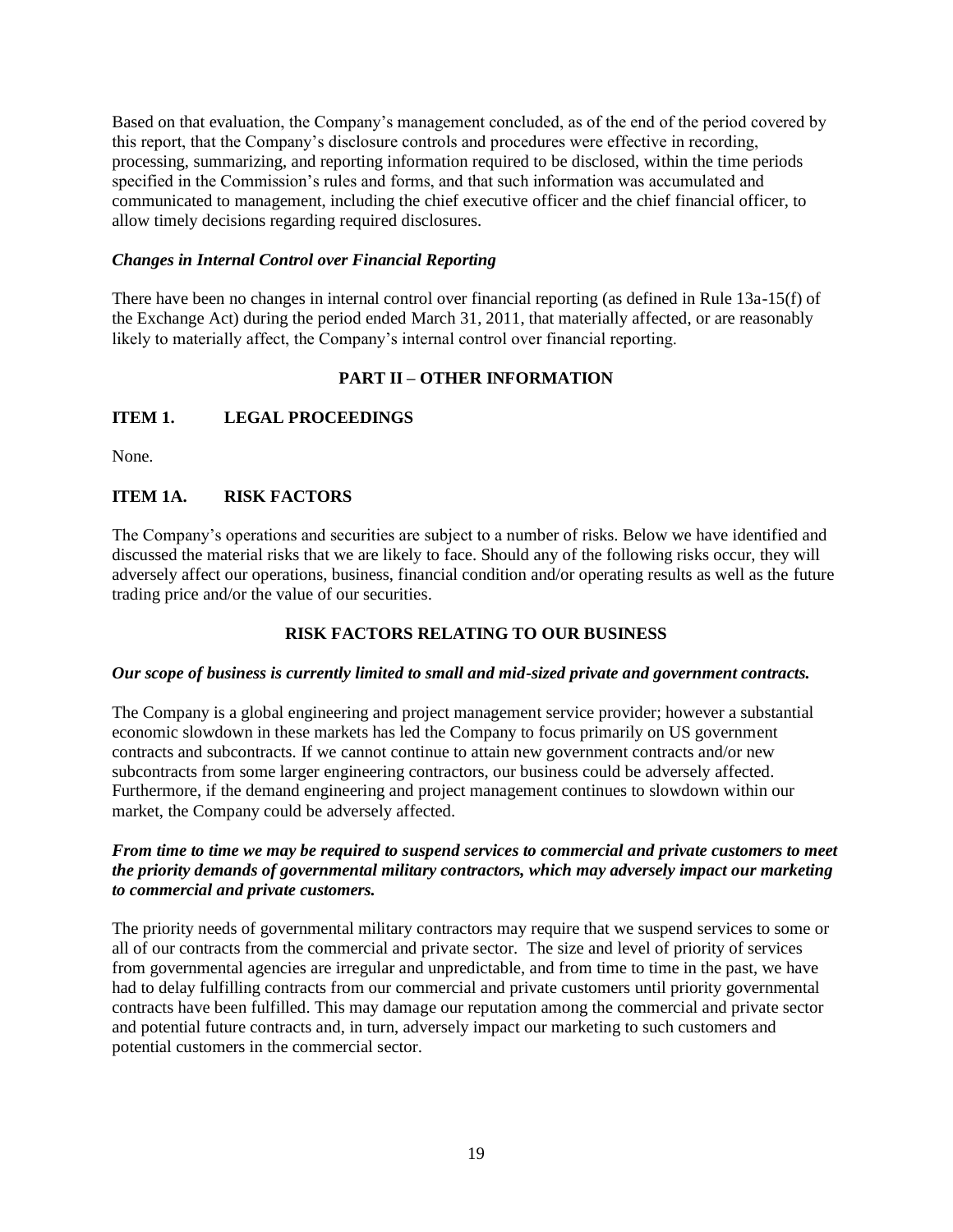Based on that evaluation, the Company's management concluded, as of the end of the period covered by this report, that the Company's disclosure controls and procedures were effective in recording, processing, summarizing, and reporting information required to be disclosed, within the time periods specified in the Commission's rules and forms, and that such information was accumulated and communicated to management, including the chief executive officer and the chief financial officer, to allow timely decisions regarding required disclosures.

### *Changes in Internal Control over Financial Reporting*

There have been no changes in internal control over financial reporting (as defined in Rule 13a-15(f) of the Exchange Act) during the period ended March 31, 2011, that materially affected, or are reasonably likely to materially affect, the Company's internal control over financial reporting.

## PART II – OTHER INFORMATION

### ITEM 1. LEGAL PROCEEDINGS

None.

### ITEM 1A. RISK FACTORS

The Company's operations and securities are subject to a number of risks. Below we have identified and discussed the material risks that we are likely to face. Should any of the following risks occur, they will adversely affect our operations, business, financial condition and/or operating results as well as the future trading price and/or the value of our securities.

## RISK FACTORS RELATING TO OUR BUSINESS

***Our scope of business is currently limited to small and mid-sized private and government contracts.***

The Company is a global engineering and project management service provider; however a substantial economic slowdown in these markets has led the Company to focus primarily on US government contracts and subcontracts. If we cannot continue to attain new government contracts and/or new subcontracts from some larger engineering contractors, our business could be adversely affected. Furthermore, if the demand engineering and project management continues to slowdown within our market, the Company could be adversely affected.

***From time to time we may be required to suspend services to commercial and private customers to meet the priority demands of governmental military contractors, which may adversely impact our marketing to commercial and private customers.***

The priority needs of governmental military contractors may require that we suspend services to some or all of our contracts from the commercial and private sector. The size and level of priority of services from governmental agencies are irregular and unpredictable, and from time to time in the past, we have had to delay fulfilling contracts from our commercial and private customers until priority governmental contracts have been fulfilled. This may damage our reputation among the commercial and private sector and potential future contracts and, in turn, adversely impact our marketing to such customers and potential customers in the commercial sector.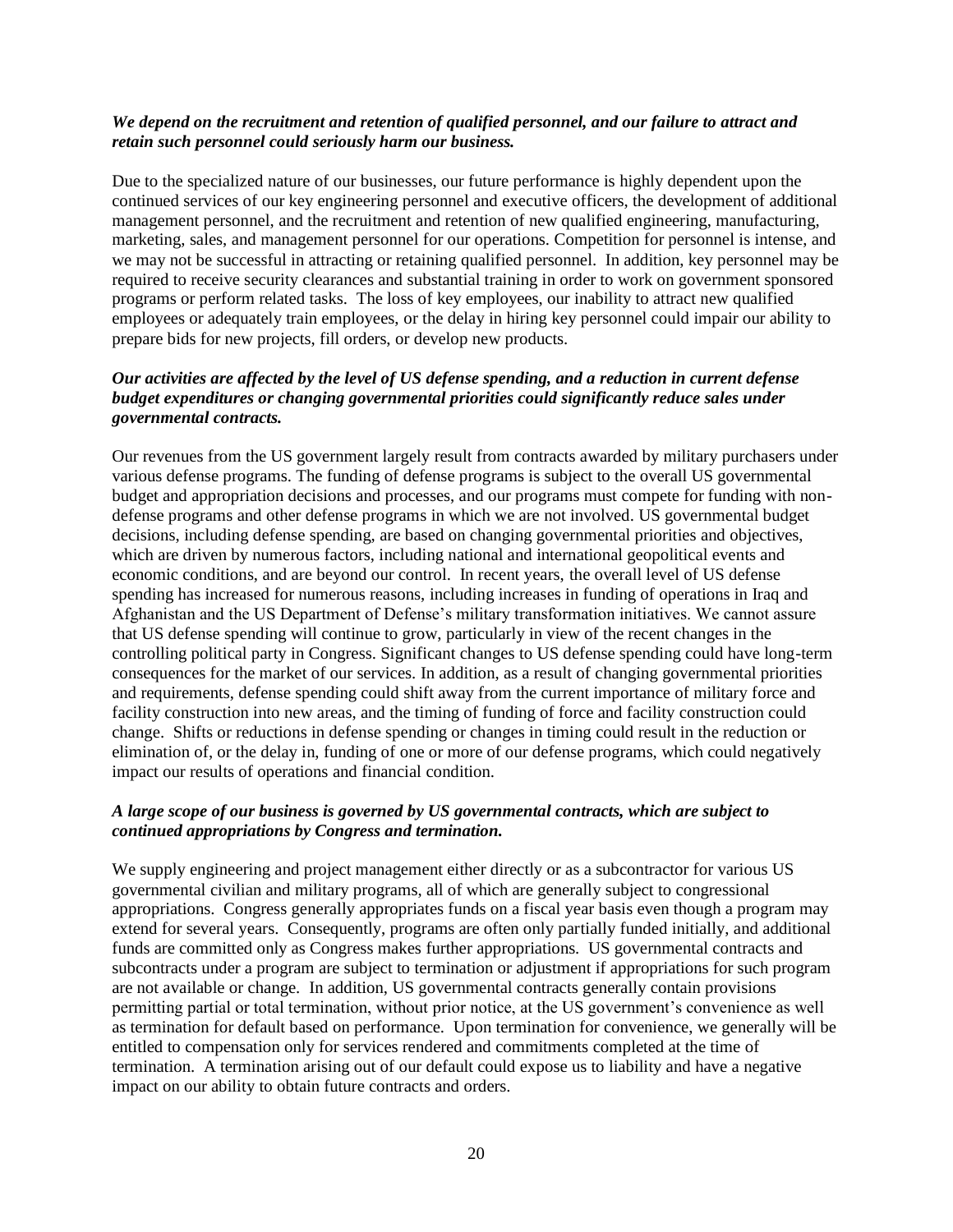***We depend on the recruitment and retention of qualified personnel, and our failure to attract and retain such personnel could seriously harm our business.***

Due to the specialized nature of our businesses, our future performance is highly dependent upon the continued services of our key engineering personnel and executive officers, the development of additional management personnel, and the recruitment and retention of new qualified engineering, manufacturing, marketing, sales, and management personnel for our operations. Competition for personnel is intense, and we may not be successful in attracting or retaining qualified personnel. In addition, key personnel may be required to receive security clearances and substantial training in order to work on government sponsored programs or perform related tasks. The loss of key employees, our inability to attract new qualified employees or adequately train employees, or the delay in hiring key personnel could impair our ability to prepare bids for new projects, fill orders, or develop new products.

***Our activities are affected by the level of US defense spending, and a reduction in current defense budget expenditures or changing governmental priorities could significantly reduce sales under governmental contracts.***

Our revenues from the US government largely result from contracts awarded by military purchasers under various defense programs. The funding of defense programs is subject to the overall US governmental budget and appropriation decisions and processes, and our programs must compete for funding with non-defense programs and other defense programs in which we are not involved. US governmental budget decisions, including defense spending, are based on changing governmental priorities and objectives, which are driven by numerous factors, including national and international geopolitical events and economic conditions, and are beyond our control. In recent years, the overall level of US defense spending has increased for numerous reasons, including increases in funding of operations in Iraq and Afghanistan and the US Department of Defense's military transformation initiatives. We cannot assure that US defense spending will continue to grow, particularly in view of the recent changes in the controlling political party in Congress. Significant changes to US defense spending could have long-term consequences for the market of our services. In addition, as a result of changing governmental priorities and requirements, defense spending could shift away from the current importance of military force and facility construction into new areas, and the timing of funding of force and facility construction could change. Shifts or reductions in defense spending or changes in timing could result in the reduction or elimination of, or the delay in, funding of one or more of our defense programs, which could negatively impact our results of operations and financial condition.

***A large scope of our business is governed by US governmental contracts, which are subject to continued appropriations by Congress and termination.***

We supply engineering and project management either directly or as a subcontractor for various US governmental civilian and military programs, all of which are generally subject to congressional appropriations. Congress generally appropriates funds on a fiscal year basis even though a program may extend for several years. Consequently, programs are often only partially funded initially, and additional funds are committed only as Congress makes further appropriations. US governmental contracts and subcontracts under a program are subject to termination or adjustment if appropriations for such program are not available or change. In addition, US governmental contracts generally contain provisions permitting partial or total termination, without prior notice, at the US government's convenience as well as termination for default based on performance. Upon termination for convenience, we generally will be entitled to compensation only for services rendered and commitments completed at the time of termination. A termination arising out of our default could expose us to liability and have a negative impact on our ability to obtain future contracts and orders.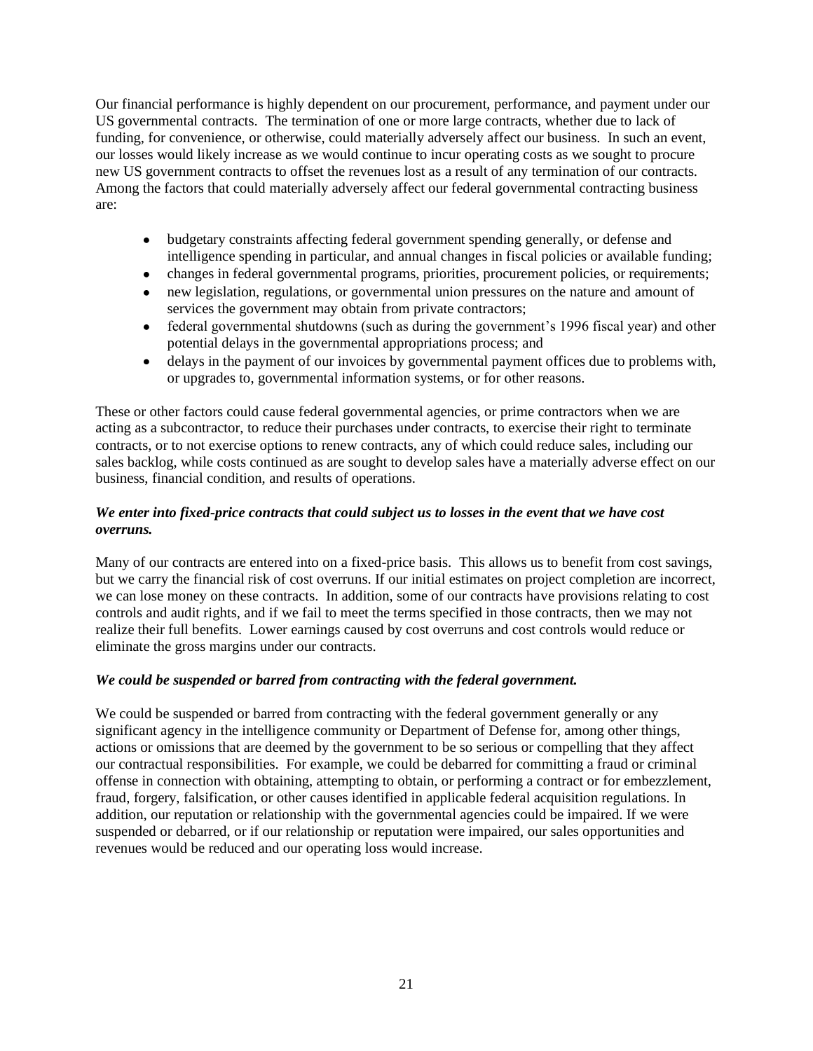Our financial performance is highly dependent on our procurement, performance, and payment under our US governmental contracts. The termination of one or more large contracts, whether due to lack of funding, for convenience, or otherwise, could materially adversely affect our business. In such an event, our losses would likely increase as we would continue to incur operating costs as we sought to procure new US government contracts to offset the revenues lost as a result of any termination of our contracts. Among the factors that could materially adversely affect our federal governmental contracting business are:

- budgetary constraints affecting federal government spending generally, or defense and intelligence spending in particular, and annual changes in fiscal policies or available funding;
- changes in federal governmental programs, priorities, procurement policies, or requirements;
- new legislation, regulations, or governmental union pressures on the nature and amount of services the government may obtain from private contractors;
- federal governmental shutdowns (such as during the government's 1996 fiscal year) and other potential delays in the governmental appropriations process; and
- delays in the payment of our invoices by governmental payment offices due to problems with, or upgrades to, governmental information systems, or for other reasons.

These or other factors could cause federal governmental agencies, or prime contractors when we are acting as a subcontractor, to reduce their purchases under contracts, to exercise their right to terminate contracts, or to not exercise options to renew contracts, any of which could reduce sales, including our sales backlog, while costs continued as are sought to develop sales have a materially adverse effect on our business, financial condition, and results of operations.

***We enter into fixed-price contracts that could subject us to losses in the event that we have cost overruns.***

Many of our contracts are entered into on a fixed-price basis. This allows us to benefit from cost savings, but we carry the financial risk of cost overruns. If our initial estimates on project completion are incorrect, we can lose money on these contracts. In addition, some of our contracts have provisions relating to cost controls and audit rights, and if we fail to meet the terms specified in those contracts, then we may not realize their full benefits. Lower earnings caused by cost overruns and cost controls would reduce or eliminate the gross margins under our contracts.

***We could be suspended or barred from contracting with the federal government.***

We could be suspended or barred from contracting with the federal government generally or any significant agency in the intelligence community or Department of Defense for, among other things, actions or omissions that are deemed by the government to be so serious or compelling that they affect our contractual responsibilities. For example, we could be debarred for committing a fraud or criminal offense in connection with obtaining, attempting to obtain, or performing a contract or for embezzlement, fraud, forgery, falsification, or other causes identified in applicable federal acquisition regulations. In addition, our reputation or relationship with the governmental agencies could be impaired. If we were suspended or debarred, or if our relationship or reputation were impaired, our sales opportunities and revenues would be reduced and our operating loss would increase.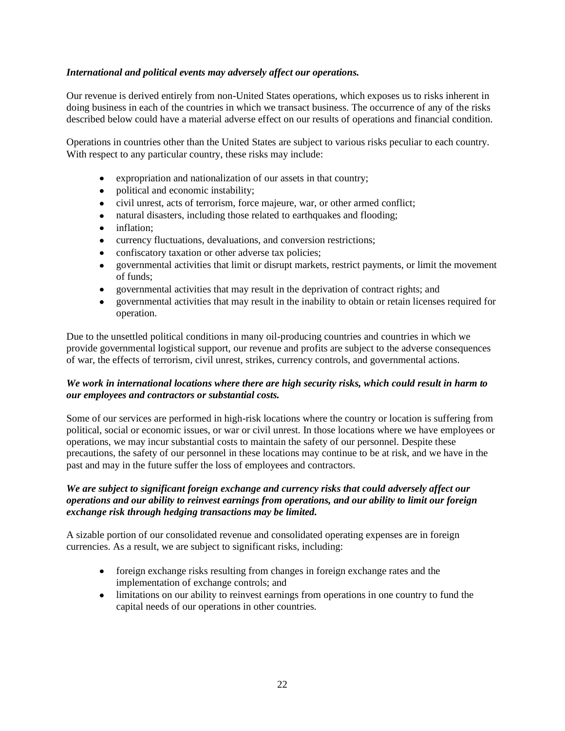***International and political events may adversely affect our operations.***

Our revenue is derived entirely from non-United States operations, which exposes us to risks inherent in doing business in each of the countries in which we transact business. The occurrence of any of the risks described below could have a material adverse effect on our results of operations and financial condition.

Operations in countries other than the United States are subject to various risks peculiar to each country. With respect to any particular country, these risks may include:

- expropriation and nationalization of our assets in that country;
- political and economic instability;
- civil unrest, acts of terrorism, force majeure, war, or other armed conflict;
- natural disasters, including those related to earthquakes and flooding;
- inflation;
- currency fluctuations, devaluations, and conversion restrictions;
- confiscatory taxation or other adverse tax policies;
- governmental activities that limit or disrupt markets, restrict payments, or limit the movement of funds;
- governmental activities that may result in the deprivation of contract rights; and
- governmental activities that may result in the inability to obtain or retain licenses required for operation.

Due to the unsettled political conditions in many oil-producing countries and countries in which we provide governmental logistical support, our revenue and profits are subject to the adverse consequences of war, the effects of terrorism, civil unrest, strikes, currency controls, and governmental actions.

***We work in international locations where there are high security risks, which could result in harm to our employees and contractors or substantial costs.***

Some of our services are performed in high-risk locations where the country or location is suffering from political, social or economic issues, or war or civil unrest. In those locations where we have employees or operations, we may incur substantial costs to maintain the safety of our personnel. Despite these precautions, the safety of our personnel in these locations may continue to be at risk, and we have in the past and may in the future suffer the loss of employees and contractors.

***We are subject to significant foreign exchange and currency risks that could adversely affect our operations and our ability to reinvest earnings from operations, and our ability to limit our foreign exchange risk through hedging transactions may be limited.***

A sizable portion of our consolidated revenue and consolidated operating expenses are in foreign currencies. As a result, we are subject to significant risks, including:

- foreign exchange risks resulting from changes in foreign exchange rates and the implementation of exchange controls; and
- limitations on our ability to reinvest earnings from operations in one country to fund the capital needs of our operations in other countries.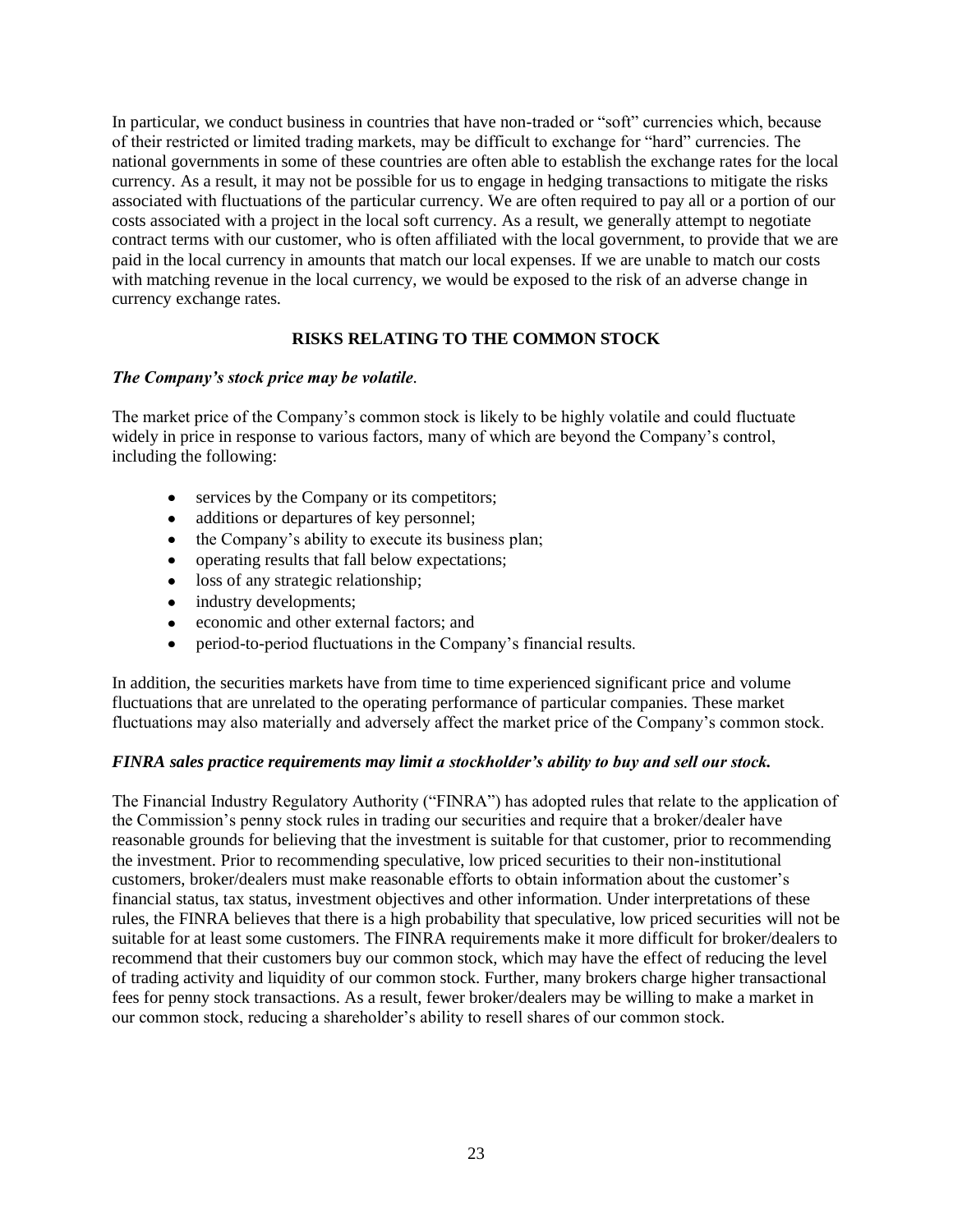In particular, we conduct business in countries that have non-traded or "soft" currencies which, because of their restricted or limited trading markets, may be difficult to exchange for "hard" currencies. The national governments in some of these countries are often able to establish the exchange rates for the local currency. As a result, it may not be possible for us to engage in hedging transactions to mitigate the risks associated with fluctuations of the particular currency. We are often required to pay all or a portion of our costs associated with a project in the local soft currency. As a result, we generally attempt to negotiate contract terms with our customer, who is often affiliated with the local government, to provide that we are paid in the local currency in amounts that match our local expenses. If we are unable to match our costs with matching revenue in the local currency, we would be exposed to the risk of an adverse change in currency exchange rates.

## RISKS RELATING TO THE COMMON STOCK

***The Company's stock price may be volatile*.**

The market price of the Company's common stock is likely to be highly volatile and could fluctuate widely in price in response to various factors, many of which are beyond the Company's control, including the following:

- services by the Company or its competitors;
- additions or departures of key personnel;
- the Company's ability to execute its business plan;
- operating results that fall below expectations;
- loss of any strategic relationship;
- industry developments;
- economic and other external factors; and
- period-to-period fluctuations in the Company's financial results.

In addition, the securities markets have from time to time experienced significant price and volume fluctuations that are unrelated to the operating performance of particular companies. These market fluctuations may also materially and adversely affect the market price of the Company's common stock.

***FINRA sales practice requirements may limit a stockholder's ability to buy and sell our stock.***

The Financial Industry Regulatory Authority ("FINRA") has adopted rules that relate to the application of the Commission's penny stock rules in trading our securities and require that a broker/dealer have reasonable grounds for believing that the investment is suitable for that customer, prior to recommending the investment. Prior to recommending speculative, low priced securities to their non-institutional customers, broker/dealers must make reasonable efforts to obtain information about the customer's financial status, tax status, investment objectives and other information. Under interpretations of these rules, the FINRA believes that there is a high probability that speculative, low priced securities will not be suitable for at least some customers. The FINRA requirements make it more difficult for broker/dealers to recommend that their customers buy our common stock, which may have the effect of reducing the level of trading activity and liquidity of our common stock. Further, many brokers charge higher transactional fees for penny stock transactions. As a result, fewer broker/dealers may be willing to make a market in our common stock, reducing a shareholder's ability to resell shares of our common stock.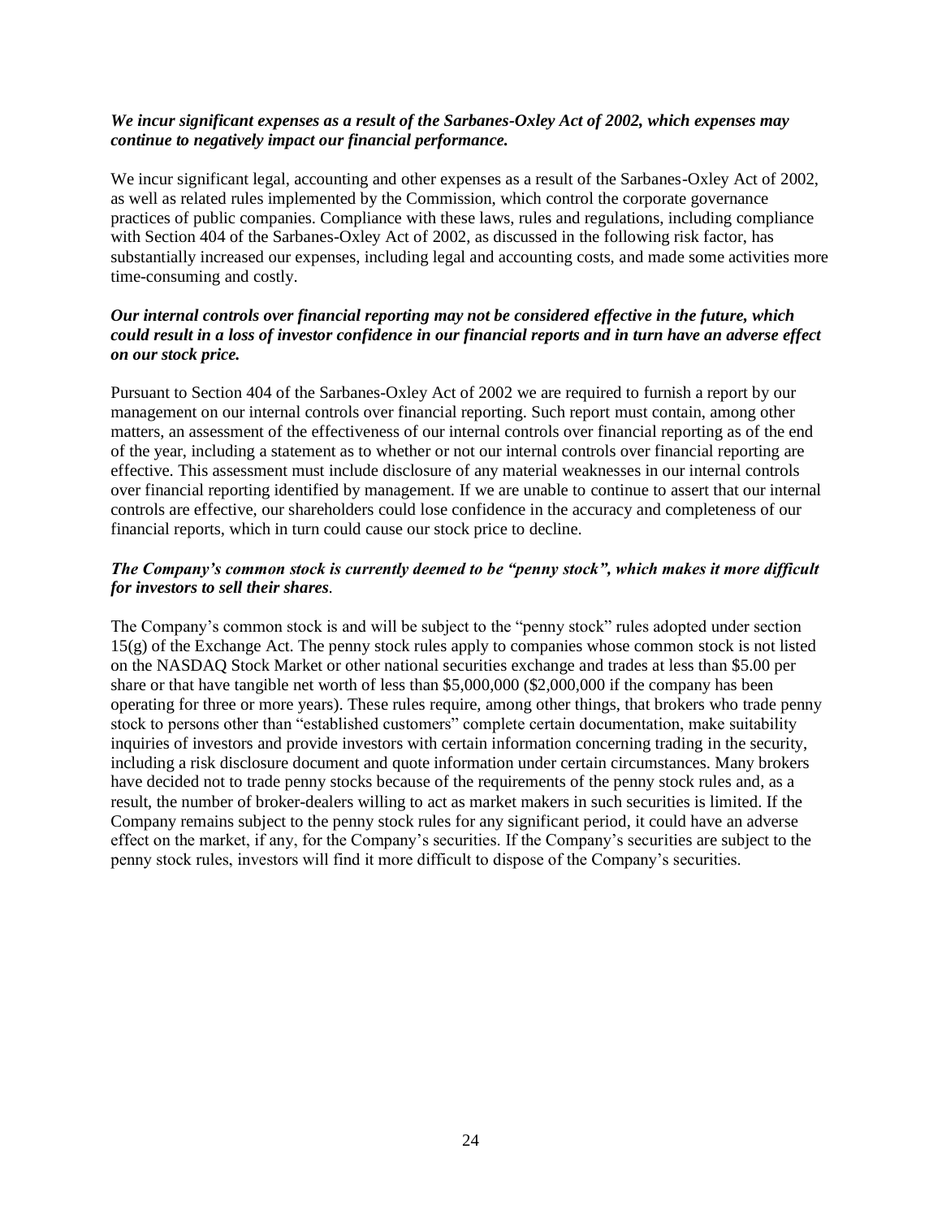***We incur significant expenses as a result of the Sarbanes-Oxley Act of 2002, which expenses may continue to negatively impact our financial performance.***

We incur significant legal, accounting and other expenses as a result of the Sarbanes-Oxley Act of 2002, as well as related rules implemented by the Commission, which control the corporate governance practices of public companies. Compliance with these laws, rules and regulations, including compliance with Section 404 of the Sarbanes-Oxley Act of 2002, as discussed in the following risk factor, has substantially increased our expenses, including legal and accounting costs, and made some activities more time-consuming and costly.

***Our internal controls over financial reporting may not be considered effective in the future, which could result in a loss of investor confidence in our financial reports and in turn have an adverse effect on our stock price.***

Pursuant to Section 404 of the Sarbanes-Oxley Act of 2002 we are required to furnish a report by our management on our internal controls over financial reporting. Such report must contain, among other matters, an assessment of the effectiveness of our internal controls over financial reporting as of the end of the year, including a statement as to whether or not our internal controls over financial reporting are effective. This assessment must include disclosure of any material weaknesses in our internal controls over financial reporting identified by management. If we are unable to continue to assert that our internal controls are effective, our shareholders could lose confidence in the accuracy and completeness of our financial reports, which in turn could cause our stock price to decline.

***The Company's common stock is currently deemed to be "penny stock", which makes it more difficult for investors to sell their shares.***

The Company's common stock is and will be subject to the "penny stock" rules adopted under section 15(g) of the Exchange Act. The penny stock rules apply to companies whose common stock is not listed on the NASDAQ Stock Market or other national securities exchange and trades at less than $5.00 per share or that have tangible net worth of less than $5,000,000 ($2,000,000 if the company has been operating for three or more years). These rules require, among other things, that brokers who trade penny stock to persons other than "established customers" complete certain documentation, make suitability inquiries of investors and provide investors with certain information concerning trading in the security, including a risk disclosure document and quote information under certain circumstances. Many brokers have decided not to trade penny stocks because of the requirements of the penny stock rules and, as a result, the number of broker-dealers willing to act as market makers in such securities is limited. If the Company remains subject to the penny stock rules for any significant period, it could have an adverse effect on the market, if any, for the Company's securities. If the Company's securities are subject to the penny stock rules, investors will find it more difficult to dispose of the Company's securities.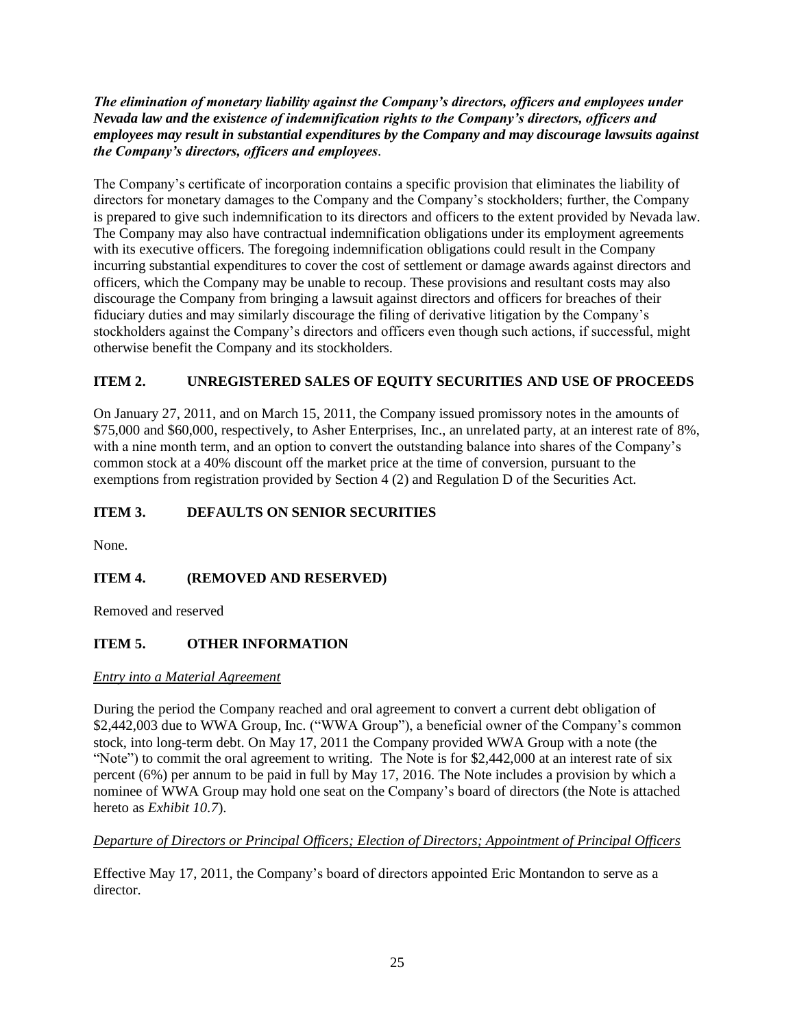***The elimination of monetary liability against the Company's directors, officers and employees under Nevada law and the existence of indemnification rights to the Company's directors, officers and employees may result in substantial expenditures by the Company and may discourage lawsuits against the Company's directors, officers and employees*.**

The Company's certificate of incorporation contains a specific provision that eliminates the liability of directors for monetary damages to the Company and the Company's stockholders; further, the Company is prepared to give such indemnification to its directors and officers to the extent provided by Nevada law. The Company may also have contractual indemnification obligations under its employment agreements with its executive officers. The foregoing indemnification obligations could result in the Company incurring substantial expenditures to cover the cost of settlement or damage awards against directors and officers, which the Company may be unable to recoup. These provisions and resultant costs may also discourage the Company from bringing a lawsuit against directors and officers for breaches of their fiduciary duties and may similarly discourage the filing of derivative litigation by the Company's stockholders against the Company's directors and officers even though such actions, if successful, might otherwise benefit the Company and its stockholders.

## ITEM 2. UNREGISTERED SALES OF EQUITY SECURITIES AND USE OF PROCEEDS

On January 27, 2011, and on March 15, 2011, the Company issued promissory notes in the amounts of \$75,000 and \$60,000, respectively, to Asher Enterprises, Inc., an unrelated party, at an interest rate of 8%, with a nine month term, and an option to convert the outstanding balance into shares of the Company's common stock at a 40% discount off the market price at the time of conversion, pursuant to the exemptions from registration provided by Section 4 (2) and Regulation D of the Securities Act.

## ITEM 3. DEFAULTS ON SENIOR SECURITIES

None.

## ITEM 4. (REMOVED AND RESERVED)

Removed and reserved

## ITEM 5. OTHER INFORMATION

*Entry into a Material Agreement*

During the period the Company reached and oral agreement to convert a current debt obligation of \$2,442,003 due to WWA Group, Inc. ("WWA Group"), a beneficial owner of the Company's common stock, into long-term debt. On May 17, 2011 the Company provided WWA Group with a note (the "Note") to commit the oral agreement to writing. The Note is for \$2,442,000 at an interest rate of six percent (6%) per annum to be paid in full by May 17, 2016. The Note includes a provision by which a nominee of WWA Group may hold one seat on the Company's board of directors (the Note is attached hereto as *Exhibit 10.7*).

*Departure of Directors or Principal Officers; Election of Directors; Appointment of Principal Officers*

Effective May 17, 2011, the Company's board of directors appointed Eric Montandon to serve as a director.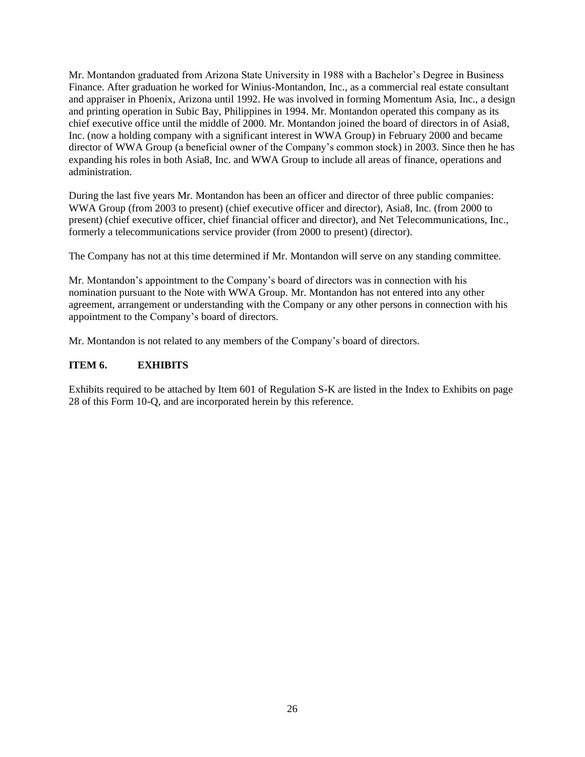Mr. Montandon graduated from Arizona State University in 1988 with a Bachelor's Degree in Business Finance. After graduation he worked for Winius-Montandon, Inc., as a commercial real estate consultant and appraiser in Phoenix, Arizona until 1992. He was involved in forming Momentum Asia, Inc., a design and printing operation in Subic Bay, Philippines in 1994. Mr. Montandon operated this company as its chief executive office until the middle of 2000. Mr. Montandon joined the board of directors in of Asia8, Inc. (now a holding company with a significant interest in WWA Group) in February 2000 and became director of WWA Group (a beneficial owner of the Company's common stock) in 2003. Since then he has expanding his roles in both Asia8, Inc. and WWA Group to include all areas of finance, operations and administration.

During the last five years Mr. Montandon has been an officer and director of three public companies: WWA Group (from 2003 to present) (chief executive officer and director), Asia8, Inc. (from 2000 to present) (chief executive officer, chief financial officer and director), and Net Telecommunications, Inc., formerly a telecommunications service provider (from 2000 to present) (director).

The Company has not at this time determined if Mr. Montandon will serve on any standing committee.

Mr. Montandon's appointment to the Company's board of directors was in connection with his nomination pursuant to the Note with WWA Group. Mr. Montandon has not entered into any other agreement, arrangement or understanding with the Company or any other persons in connection with his appointment to the Company's board of directors.

Mr. Montandon is not related to any members of the Company's board of directors.

## ITEM 6. EXHIBITS

Exhibits required to be attached by Item 601 of Regulation S-K are listed in the Index to Exhibits on page 28 of this Form 10-Q, and are incorporated herein by this reference.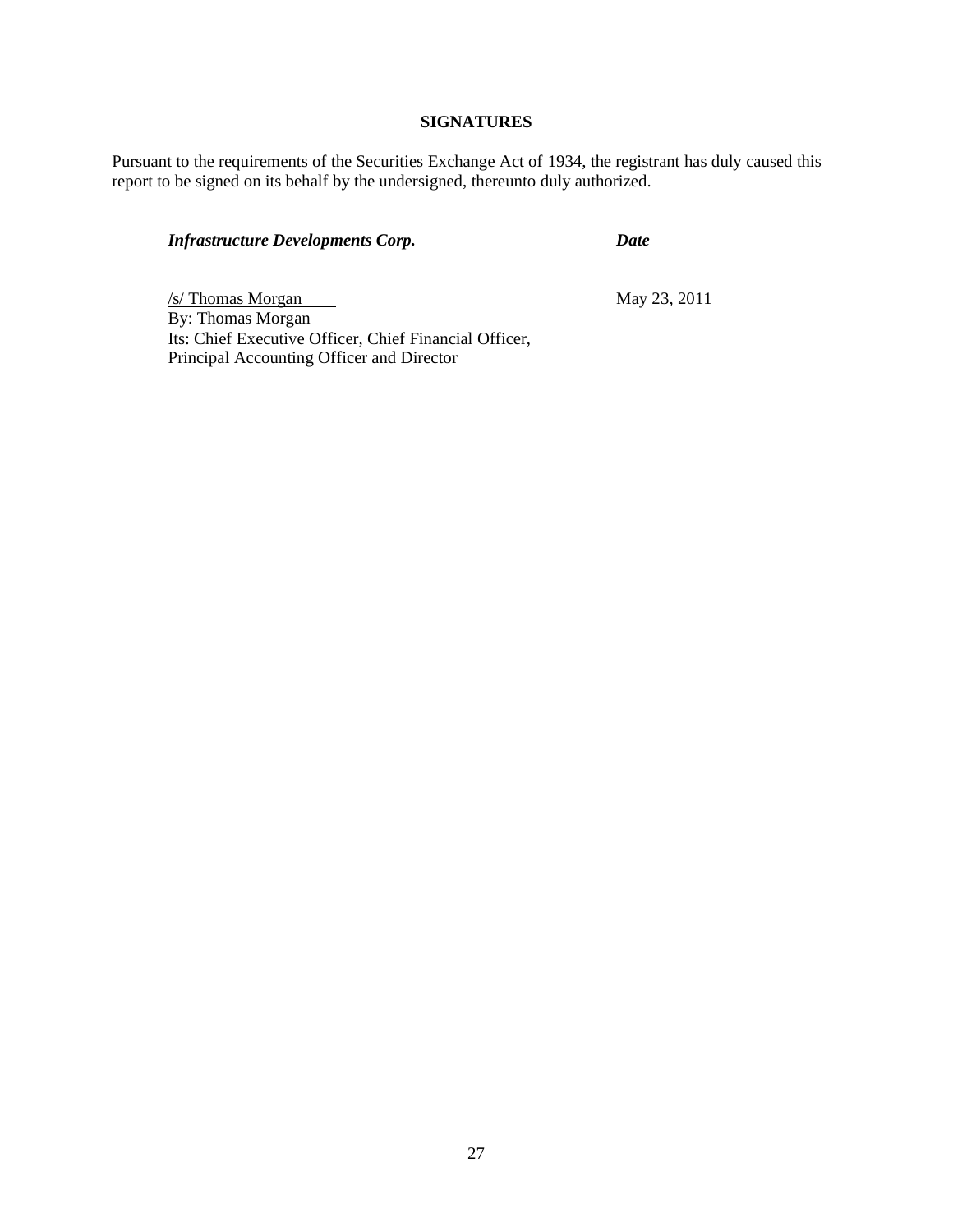## SIGNATURES

Pursuant to the requirements of the Securities Exchange Act of 1934, the registrant has duly caused this report to be signed on its behalf by the undersigned, thereunto duly authorized.

| ***Infrastructure Developments Corp.*** | ***Date*** |
|---|---|
| /s/ Thomas Morgan<br>By: Thomas Morgan<br>Its: Chief Executive Officer, Chief Financial Officer, Principal Accounting Officer and Director | May 23, 2011 |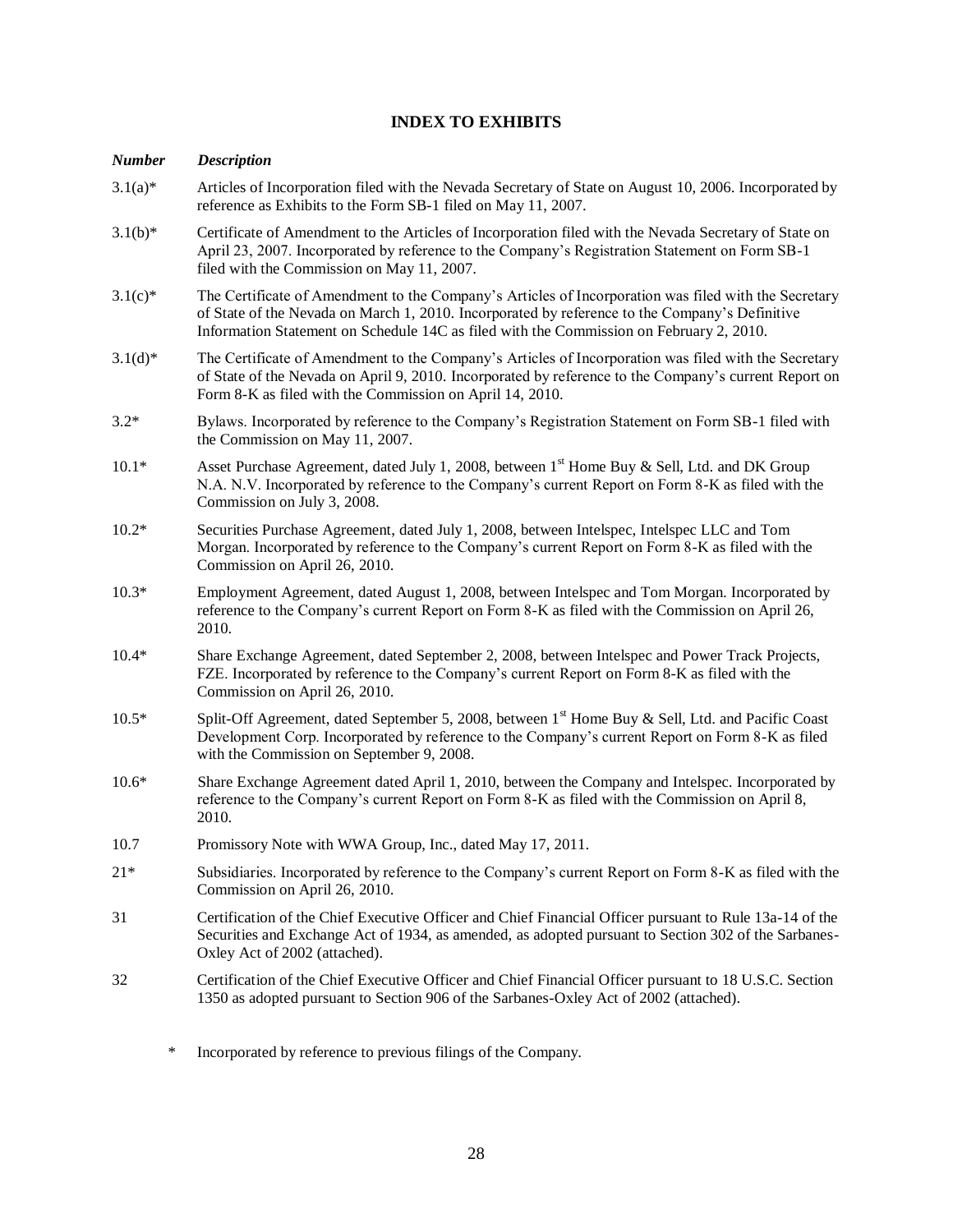## INDEX TO EXHIBITS

| *Number* | *Description* |
|---|---|
| 3.1(a)* | Articles of Incorporation filed with the Nevada Secretary of State on August 10, 2006. Incorporated by reference as Exhibits to the Form SB-1 filed on May 11, 2007. |
| 3.1(b)* | Certificate of Amendment to the Articles of Incorporation filed with the Nevada Secretary of State on April 23, 2007. Incorporated by reference to the Company's Registration Statement on Form SB-1 filed with the Commission on May 11, 2007. |
| 3.1(c)* | The Certificate of Amendment to the Company's Articles of Incorporation was filed with the Secretary of State of the Nevada on March 1, 2010. Incorporated by reference to the Company's Definitive Information Statement on Schedule 14C as filed with the Commission on February 2, 2010. |
| 3.1(d)* | The Certificate of Amendment to the Company's Articles of Incorporation was filed with the Secretary of State of the Nevada on April 9, 2010. Incorporated by reference to the Company's current Report on Form 8-K as filed with the Commission on April 14, 2010. |
| 3.2* | Bylaws. Incorporated by reference to the Company's Registration Statement on Form SB-1 filed with the Commission on May 11, 2007. |
| 10.1* | Asset Purchase Agreement, dated July 1, 2008, between 1st Home Buy & Sell, Ltd. and DK Group N.A. N.V. Incorporated by reference to the Company's current Report on Form 8-K as filed with the Commission on July 3, 2008. |
| 10.2* | Securities Purchase Agreement, dated July 1, 2008, between Intelspec, Intelspec LLC and Tom Morgan. Incorporated by reference to the Company's current Report on Form 8-K as filed with the Commission on April 26, 2010. |
| 10.3* | Employment Agreement, dated August 1, 2008, between Intelspec and Tom Morgan. Incorporated by reference to the Company's current Report on Form 8-K as filed with the Commission on April 26, 2010. |
| 10.4* | Share Exchange Agreement, dated September 2, 2008, between Intelspec and Power Track Projects, FZE. Incorporated by reference to the Company's current Report on Form 8-K as filed with the Commission on April 26, 2010. |
| 10.5* | Split-Off Agreement, dated September 5, 2008, between 1st Home Buy & Sell, Ltd. and Pacific Coast Development Corp. Incorporated by reference to the Company's current Report on Form 8-K as filed with the Commission on September 9, 2008. |
| 10.6* | Share Exchange Agreement dated April 1, 2010, between the Company and Intelspec. Incorporated by reference to the Company's current Report on Form 8-K as filed with the Commission on April 8, 2010. |
| 10.7 | Promissory Note with WWA Group, Inc., dated May 17, 2011. |
| 21* | Subsidiaries. Incorporated by reference to the Company's current Report on Form 8-K as filed with the Commission on April 26, 2010. |
| 31 | Certification of the Chief Executive Officer and Chief Financial Officer pursuant to Rule 13a-14 of the Securities and Exchange Act of 1934, as amended, as adopted pursuant to Section 302 of the Sarbanes-Oxley Act of 2002 (attached). |
| 32 | Certification of the Chief Executive Officer and Chief Financial Officer pursuant to 18 U.S.C. Section 1350 as adopted pursuant to Section 906 of the Sarbanes-Oxley Act of 2002 (attached). |

\* Incorporated by reference to previous filings of the Company.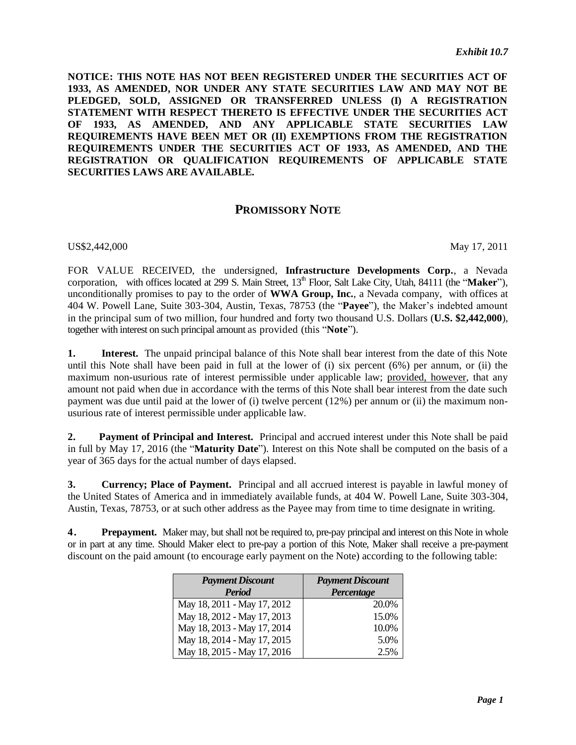*Exhibit 10.7*

**NOTICE: THIS NOTE HAS NOT BEEN REGISTERED UNDER THE SECURITIES ACT OF 1933, AS AMENDED, NOR UNDER ANY STATE SECURITIES LAW AND MAY NOT BE PLEDGED, SOLD, ASSIGNED OR TRANSFERRED UNLESS (I) A REGISTRATION STATEMENT WITH RESPECT THERETO IS EFFECTIVE UNDER THE SECURITIES ACT OF 1933, AS AMENDED, AND ANY APPLICABLE STATE SECURITIES LAW REQUIREMENTS HAVE BEEN MET OR (II) EXEMPTIONS FROM THE REGISTRATION REQUIREMENTS UNDER THE SECURITIES ACT OF 1933, AS AMENDED, AND THE REGISTRATION OR QUALIFICATION REQUIREMENTS OF APPLICABLE STATE SECURITIES LAWS ARE AVAILABLE.**

# PROMISSORY NOTE

US$2,442,000 May 17, 2011

FOR VALUE RECEIVED, the undersigned, **Infrastructure Developments Corp.**, a Nevada corporation, with offices located at 299 S. Main Street, 13th Floor, Salt Lake City, Utah, 84111 (the "**Maker**"), unconditionally promises to pay to the order of **WWA Group, Inc.**, a Nevada company, with offices at 404 W. Powell Lane, Suite 303-304, Austin, Texas, 78753 (the "**Payee**"), the Maker's indebted amount in the principal sum of two million, four hundred and forty two thousand U.S. Dollars (**U.S. $2,442,000**), together with interest on such principal amount as provided (this "**Note**").

**1. Interest.** The unpaid principal balance of this Note shall bear interest from the date of this Note until this Note shall have been paid in full at the lower of (i) six percent (6%) per annum, or (ii) the maximum non-usurious rate of interest permissible under applicable law; provided, however, that any amount not paid when due in accordance with the terms of this Note shall bear interest from the date such payment was due until paid at the lower of (i) twelve percent (12%) per annum or (ii) the maximum non-usurious rate of interest permissible under applicable law.

**2. Payment of Principal and Interest.** Principal and accrued interest under this Note shall be paid in full by May 17, 2016 (the "**Maturity Date**"). Interest on this Note shall be computed on the basis of a year of 365 days for the actual number of days elapsed.

**3. Currency; Place of Payment.** Principal and all accrued interest is payable in lawful money of the United States of America and in immediately available funds, at 404 W. Powell Lane, Suite 303-304, Austin, Texas, 78753, or at such other address as the Payee may from time to time designate in writing.

**4. Prepayment.** Maker may, but shall not be required to, pre-pay principal and interest on this Note in whole or in part at any time. Should Maker elect to pre-pay a portion of this Note, Maker shall receive a pre-payment discount on the paid amount (to encourage early payment on the Note) according to the following table:

| *Payment Discount Period* | *Payment Discount Percentage* |
|---|---|
| May 18, 2011 - May 17, 2012 | 20.0% |
| May 18, 2012 - May 17, 2013 | 15.0% |
| May 18, 2013 - May 17, 2014 | 10.0% |
| May 18, 2014 - May 17, 2015 | 5.0% |
| May 18, 2015 - May 17, 2016 | 2.5% |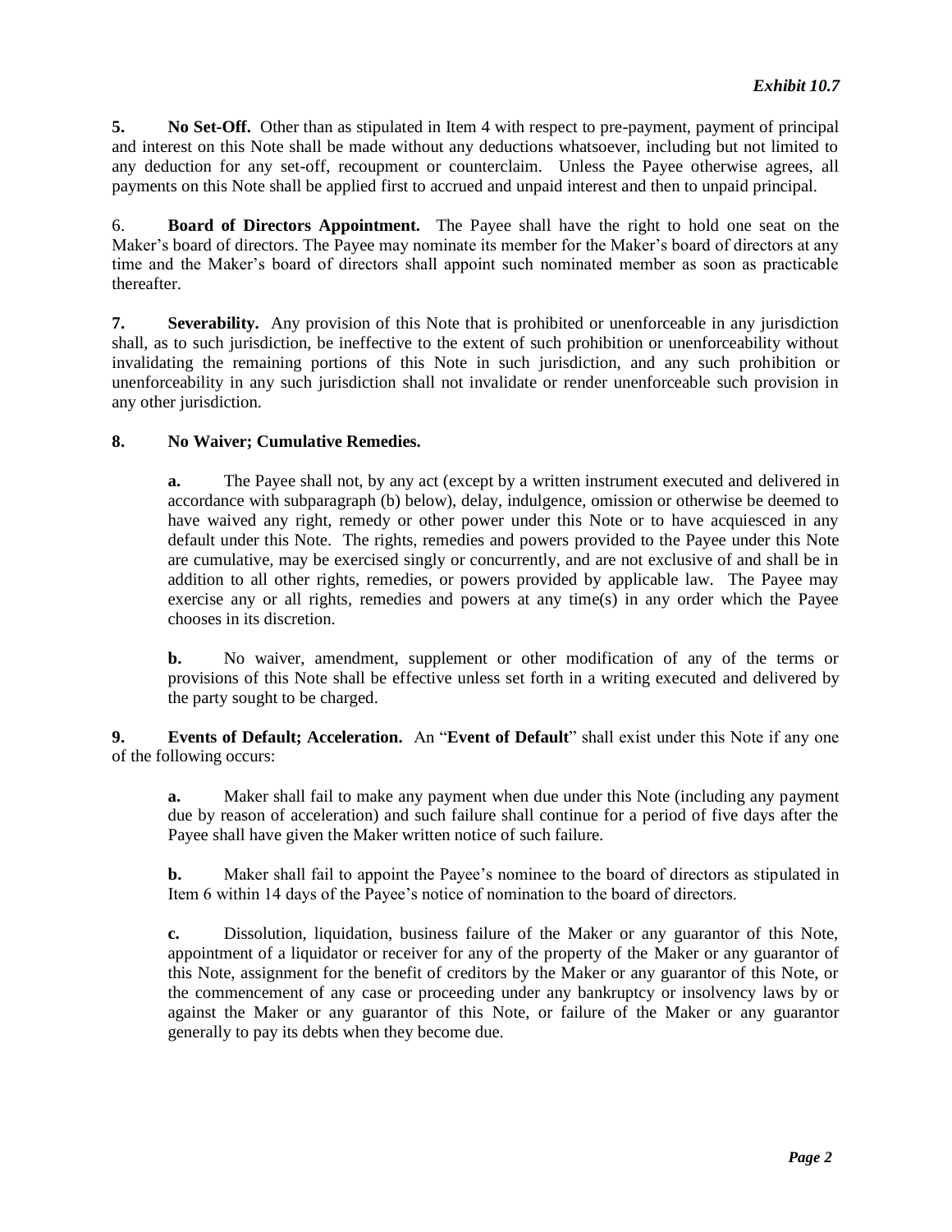*Exhibit 10.7*

**5. No Set-Off.** Other than as stipulated in Item 4 with respect to pre-payment, payment of principal and interest on this Note shall be made without any deductions whatsoever, including but not limited to any deduction for any set-off, recoupment or counterclaim. Unless the Payee otherwise agrees, all payments on this Note shall be applied first to accrued and unpaid interest and then to unpaid principal.

6. **Board of Directors Appointment.** The Payee shall have the right to hold one seat on the Maker's board of directors. The Payee may nominate its member for the Maker's board of directors at any time and the Maker's board of directors shall appoint such nominated member as soon as practicable thereafter.

**7. Severability.** Any provision of this Note that is prohibited or unenforceable in any jurisdiction shall, as to such jurisdiction, be ineffective to the extent of such prohibition or unenforceability without invalidating the remaining portions of this Note in such jurisdiction, and any such prohibition or unenforceability in any such jurisdiction shall not invalidate or render unenforceable such provision in any other jurisdiction.

**8. No Waiver; Cumulative Remedies.**

**a.** The Payee shall not, by any act (except by a written instrument executed and delivered in accordance with subparagraph (b) below), delay, indulgence, omission or otherwise be deemed to have waived any right, remedy or other power under this Note or to have acquiesced in any default under this Note. The rights, remedies and powers provided to the Payee under this Note are cumulative, may be exercised singly or concurrently, and are not exclusive of and shall be in addition to all other rights, remedies, or powers provided by applicable law. The Payee may exercise any or all rights, remedies and powers at any time(s) in any order which the Payee chooses in its discretion.

**b.** No waiver, amendment, supplement or other modification of any of the terms or provisions of this Note shall be effective unless set forth in a writing executed and delivered by the party sought to be charged.

**9. Events of Default; Acceleration.** An "**Event of Default**" shall exist under this Note if any one of the following occurs:

**a.** Maker shall fail to make any payment when due under this Note (including any payment due by reason of acceleration) and such failure shall continue for a period of five days after the Payee shall have given the Maker written notice of such failure.

**b.** Maker shall fail to appoint the Payee's nominee to the board of directors as stipulated in Item 6 within 14 days of the Payee's notice of nomination to the board of directors.

**c.** Dissolution, liquidation, business failure of the Maker or any guarantor of this Note, appointment of a liquidator or receiver for any of the property of the Maker or any guarantor of this Note, assignment for the benefit of creditors by the Maker or any guarantor of this Note, or the commencement of any case or proceeding under any bankruptcy or insolvency laws by or against the Maker or any guarantor of this Note, or failure of the Maker or any guarantor generally to pay its debts when they become due.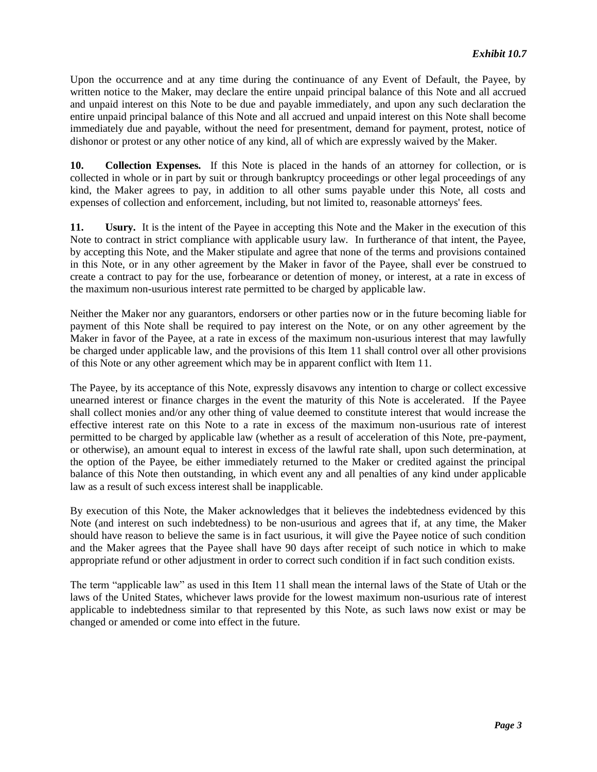Upon the occurrence and at any time during the continuance of any Event of Default, the Payee, by written notice to the Maker, may declare the entire unpaid principal balance of this Note and all accrued and unpaid interest on this Note to be due and payable immediately, and upon any such declaration the entire unpaid principal balance of this Note and all accrued and unpaid interest on this Note shall become immediately due and payable, without the need for presentment, demand for payment, protest, notice of dishonor or protest or any other notice of any kind, all of which are expressly waived by the Maker.

**10. Collection Expenses.** If this Note is placed in the hands of an attorney for collection, or is collected in whole or in part by suit or through bankruptcy proceedings or other legal proceedings of any kind, the Maker agrees to pay, in addition to all other sums payable under this Note, all costs and expenses of collection and enforcement, including, but not limited to, reasonable attorneys' fees.

**11. Usury.** It is the intent of the Payee in accepting this Note and the Maker in the execution of this Note to contract in strict compliance with applicable usury law. In furtherance of that intent, the Payee, by accepting this Note, and the Maker stipulate and agree that none of the terms and provisions contained in this Note, or in any other agreement by the Maker in favor of the Payee, shall ever be construed to create a contract to pay for the use, forbearance or detention of money, or interest, at a rate in excess of the maximum non-usurious interest rate permitted to be charged by applicable law.

Neither the Maker nor any guarantors, endorsers or other parties now or in the future becoming liable for payment of this Note shall be required to pay interest on the Note, or on any other agreement by the Maker in favor of the Payee, at a rate in excess of the maximum non-usurious interest that may lawfully be charged under applicable law, and the provisions of this Item 11 shall control over all other provisions of this Note or any other agreement which may be in apparent conflict with Item 11.

The Payee, by its acceptance of this Note, expressly disavows any intention to charge or collect excessive unearned interest or finance charges in the event the maturity of this Note is accelerated. If the Payee shall collect monies and/or any other thing of value deemed to constitute interest that would increase the effective interest rate on this Note to a rate in excess of the maximum non-usurious rate of interest permitted to be charged by applicable law (whether as a result of acceleration of this Note, pre-payment, or otherwise), an amount equal to interest in excess of the lawful rate shall, upon such determination, at the option of the Payee, be either immediately returned to the Maker or credited against the principal balance of this Note then outstanding, in which event any and all penalties of any kind under applicable law as a result of such excess interest shall be inapplicable.

By execution of this Note, the Maker acknowledges that it believes the indebtedness evidenced by this Note (and interest on such indebtedness) to be non-usurious and agrees that if, at any time, the Maker should have reason to believe the same is in fact usurious, it will give the Payee notice of such condition and the Maker agrees that the Payee shall have 90 days after receipt of such notice in which to make appropriate refund or other adjustment in order to correct such condition if in fact such condition exists.

The term "applicable law" as used in this Item 11 shall mean the internal laws of the State of Utah or the laws of the United States, whichever laws provide for the lowest maximum non-usurious rate of interest applicable to indebtedness similar to that represented by this Note, as such laws now exist or may be changed or amended or come into effect in the future.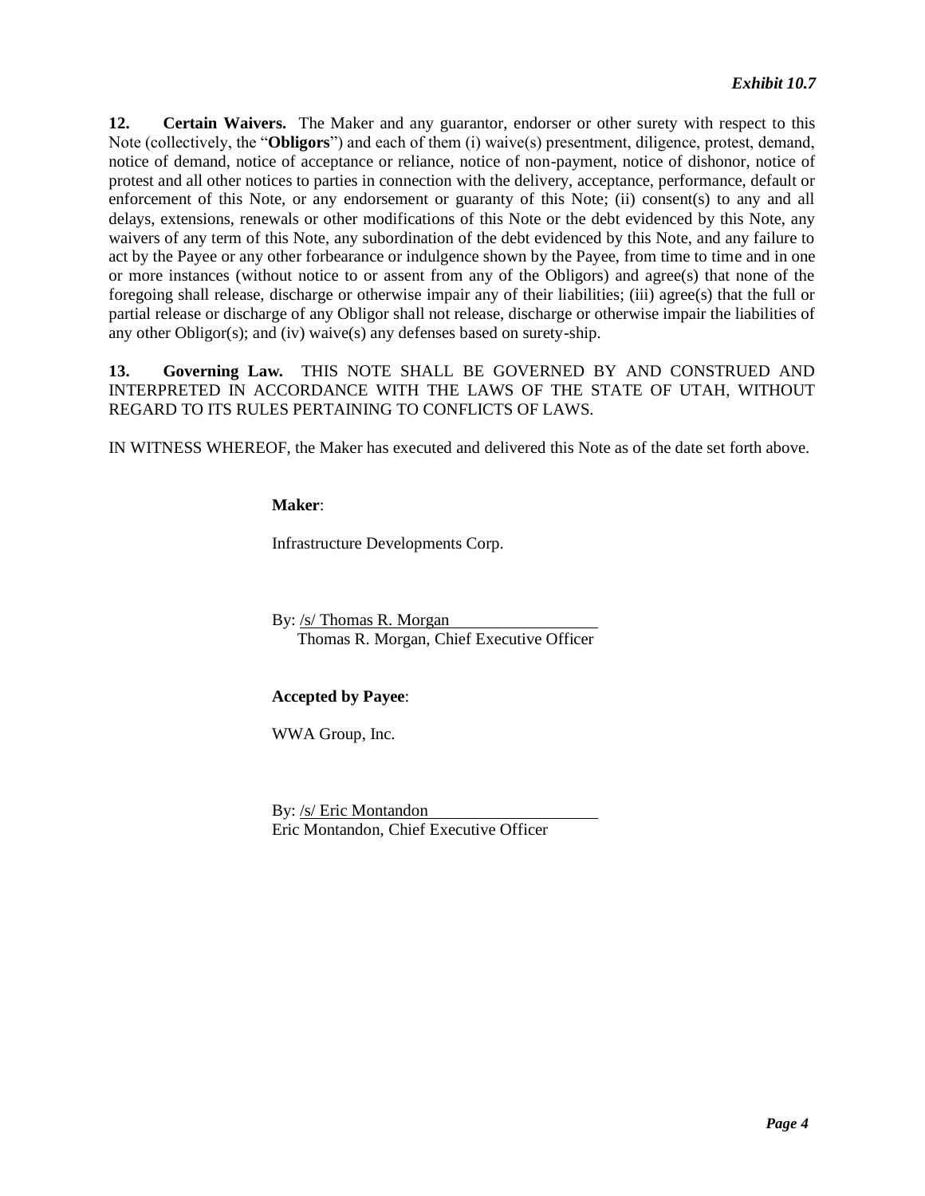**12. Certain Waivers.** The Maker and any guarantor, endorser or other surety with respect to this Note (collectively, the "**Obligors**") and each of them (i) waive(s) presentment, diligence, protest, demand, notice of demand, notice of acceptance or reliance, notice of non-payment, notice of dishonor, notice of protest and all other notices to parties in connection with the delivery, acceptance, performance, default or enforcement of this Note, or any endorsement or guaranty of this Note; (ii) consent(s) to any and all delays, extensions, renewals or other modifications of this Note or the debt evidenced by this Note, any waivers of any term of this Note, any subordination of the debt evidenced by this Note, and any failure to act by the Payee or any other forbearance or indulgence shown by the Payee, from time to time and in one or more instances (without notice to or assent from any of the Obligors) and agree(s) that none of the foregoing shall release, discharge or otherwise impair any of their liabilities; (iii) agree(s) that the full or partial release or discharge of any Obligor shall not release, discharge or otherwise impair the liabilities of any other Obligor(s); and (iv) waive(s) any defenses based on surety-ship.

**13. Governing Law.** THIS NOTE SHALL BE GOVERNED BY AND CONSTRUED AND INTERPRETED IN ACCORDANCE WITH THE LAWS OF THE STATE OF UTAH, WITHOUT REGARD TO ITS RULES PERTAINING TO CONFLICTS OF LAWS.

IN WITNESS WHEREOF, the Maker has executed and delivered this Note as of the date set forth above.

**Maker**:

Infrastructure Developments Corp.

By: /s/ Thomas R. Morgan
Thomas R. Morgan, Chief Executive Officer

**Accepted by Payee**:

WWA Group, Inc.

By: /s/ Eric Montandon
Eric Montandon, Chief Executive Officer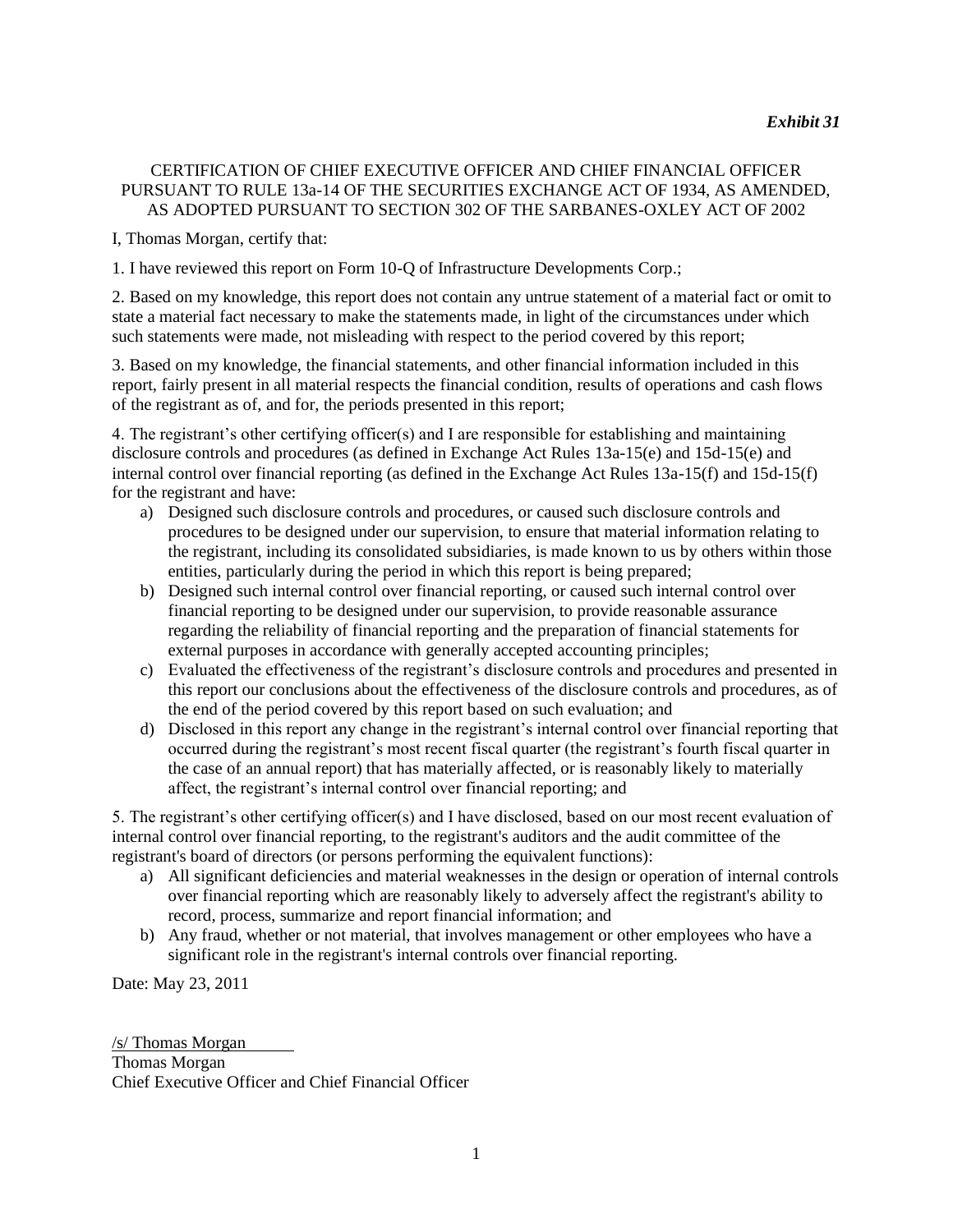*Exhibit 31*

CERTIFICATION OF CHIEF EXECUTIVE OFFICER AND CHIEF FINANCIAL OFFICER PURSUANT TO RULE 13a-14 OF THE SECURITIES EXCHANGE ACT OF 1934, AS AMENDED, AS ADOPTED PURSUANT TO SECTION 302 OF THE SARBANES-OXLEY ACT OF 2002

I, Thomas Morgan, certify that:

1. I have reviewed this report on Form 10-Q of Infrastructure Developments Corp.;

2. Based on my knowledge, this report does not contain any untrue statement of a material fact or omit to state a material fact necessary to make the statements made, in light of the circumstances under which such statements were made, not misleading with respect to the period covered by this report;

3. Based on my knowledge, the financial statements, and other financial information included in this report, fairly present in all material respects the financial condition, results of operations and cash flows of the registrant as of, and for, the periods presented in this report;

4. The registrant's other certifying officer(s) and I are responsible for establishing and maintaining disclosure controls and procedures (as defined in Exchange Act Rules 13a-15(e) and 15d-15(e) and internal control over financial reporting (as defined in the Exchange Act Rules 13a-15(f) and 15d-15(f) for the registrant and have:

a) Designed such disclosure controls and procedures, or caused such disclosure controls and procedures to be designed under our supervision, to ensure that material information relating to the registrant, including its consolidated subsidiaries, is made known to us by others within those entities, particularly during the period in which this report is being prepared;
b) Designed such internal control over financial reporting, or caused such internal control over financial reporting to be designed under our supervision, to provide reasonable assurance regarding the reliability of financial reporting and the preparation of financial statements for external purposes in accordance with generally accepted accounting principles;
c) Evaluated the effectiveness of the registrant's disclosure controls and procedures and presented in this report our conclusions about the effectiveness of the disclosure controls and procedures, as of the end of the period covered by this report based on such evaluation; and
d) Disclosed in this report any change in the registrant's internal control over financial reporting that occurred during the registrant's most recent fiscal quarter (the registrant's fourth fiscal quarter in the case of an annual report) that has materially affected, or is reasonably likely to materially affect, the registrant's internal control over financial reporting; and

5. The registrant's other certifying officer(s) and I have disclosed, based on our most recent evaluation of internal control over financial reporting, to the registrant's auditors and the audit committee of the registrant's board of directors (or persons performing the equivalent functions):

a) All significant deficiencies and material weaknesses in the design or operation of internal controls over financial reporting which are reasonably likely to adversely affect the registrant's ability to record, process, summarize and report financial information; and
b) Any fraud, whether or not material, that involves management or other employees who have a significant role in the registrant's internal controls over financial reporting.

Date: May 23, 2011

/s/ Thomas Morgan
Thomas Morgan
Chief Executive Officer and Chief Financial Officer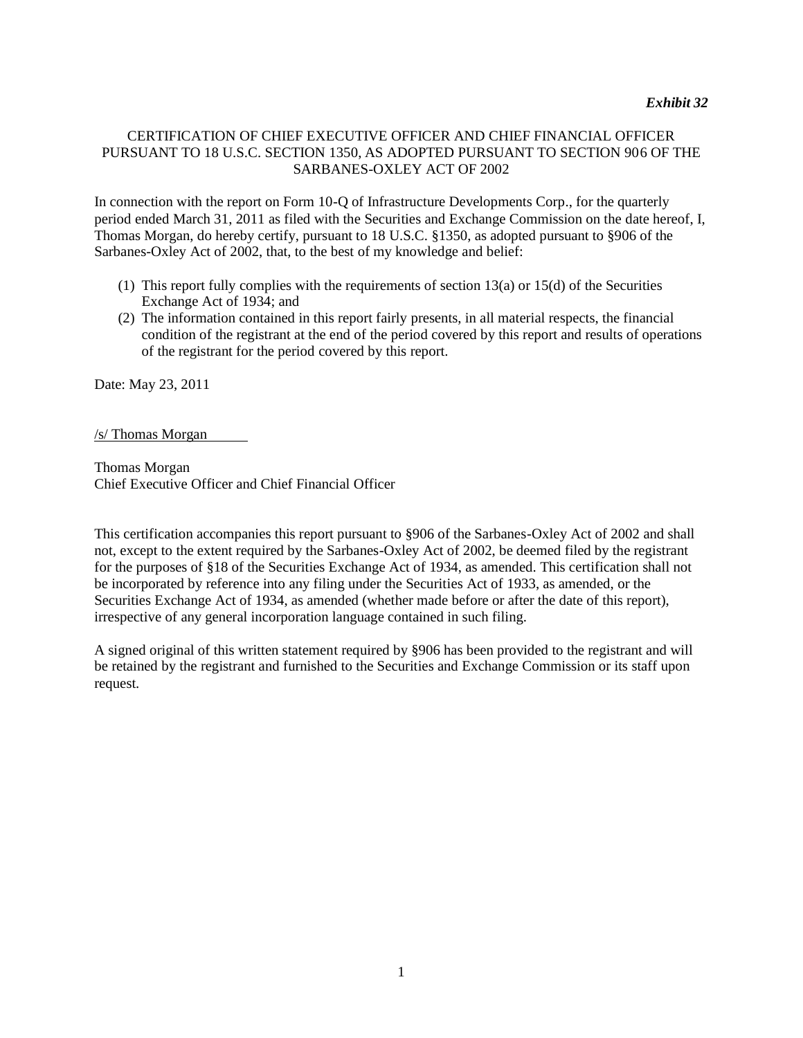***Exhibit 32***

CERTIFICATION OF CHIEF EXECUTIVE OFFICER AND CHIEF FINANCIAL OFFICER PURSUANT TO 18 U.S.C. SECTION 1350, AS ADOPTED PURSUANT TO SECTION 906 OF THE SARBANES-OXLEY ACT OF 2002

In connection with the report on Form 10-Q of Infrastructure Developments Corp., for the quarterly period ended March 31, 2011 as filed with the Securities and Exchange Commission on the date hereof, I, Thomas Morgan, do hereby certify, pursuant to 18 U.S.C. §1350, as adopted pursuant to §906 of the Sarbanes-Oxley Act of 2002, that, to the best of my knowledge and belief:

(1) This report fully complies with the requirements of section 13(a) or 15(d) of the Securities Exchange Act of 1934; and
(2) The information contained in this report fairly presents, in all material respects, the financial condition of the registrant at the end of the period covered by this report and results of operations of the registrant for the period covered by this report.

Date: May 23, 2011

/s/ Thomas Morgan

Thomas Morgan
Chief Executive Officer and Chief Financial Officer

This certification accompanies this report pursuant to §906 of the Sarbanes-Oxley Act of 2002 and shall not, except to the extent required by the Sarbanes-Oxley Act of 2002, be deemed filed by the registrant for the purposes of §18 of the Securities Exchange Act of 1934, as amended. This certification shall not be incorporated by reference into any filing under the Securities Act of 1933, as amended, or the Securities Exchange Act of 1934, as amended (whether made before or after the date of this report), irrespective of any general incorporation language contained in such filing.

A signed original of this written statement required by §906 has been provided to the registrant and will be retained by the registrant and furnished to the Securities and Exchange Commission or its staff upon request.